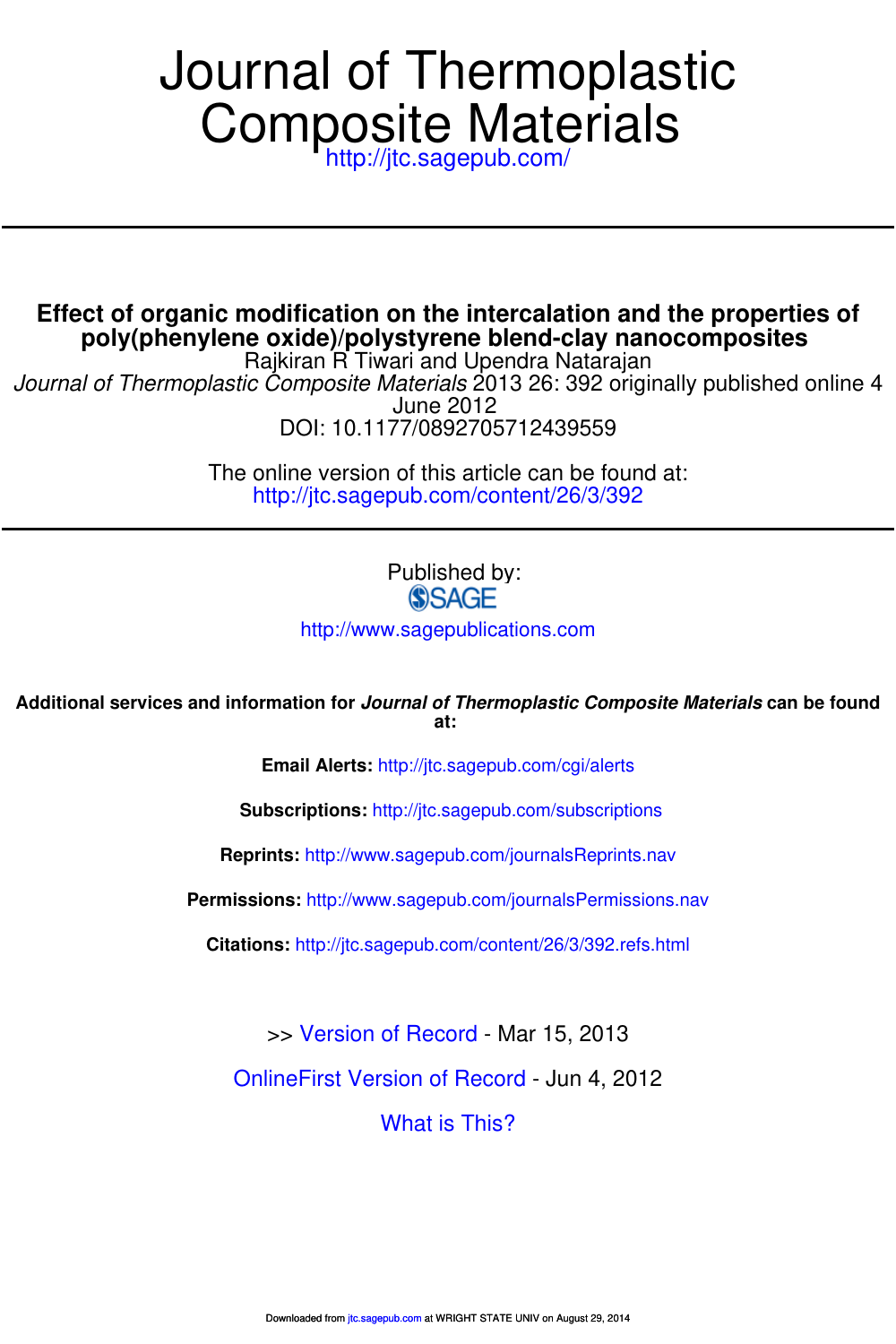# Journal of Thermoplastic Composite Materials

http://jtc.sagepub.com/

## Effect of organic modification on the intercalation and the properties of poly(phenylene oxide)/polystyrene blend-clay nanocomposites

Rajkiran R Tiwari and Upendra Natarajan

*Journal of Thermoplastic Composite Materials* 2013 26: 392 originally published online 4 June 2012

DOI: 10.1177/0892705712439559

The online version of this article can be found at:

http://jtc.sagepub.com/content/26/3/392

Published by:

SAGE

http://www.sagepublications.com

**Additional services and information for *Journal of Thermoplastic Composite Materials* can be found at:**

**Email Alerts:** http://jtc.sagepub.com/cgi/alerts

**Subscriptions:** http://jtc.sagepub.com/subscriptions

**Reprints:** http://www.sagepub.com/journalsReprints.nav

**Permissions:** http://www.sagepub.com/journalsPermissions.nav

**Citations:** http://jtc.sagepub.com/content/26/3/392.refs.html

>> Version of Record - Mar 15, 2013

OnlineFirst Version of Record - Jun 4, 2012

What is This?

Downloaded from jtc.sagepub.com at WRIGHT STATE UNIV on August 29, 2014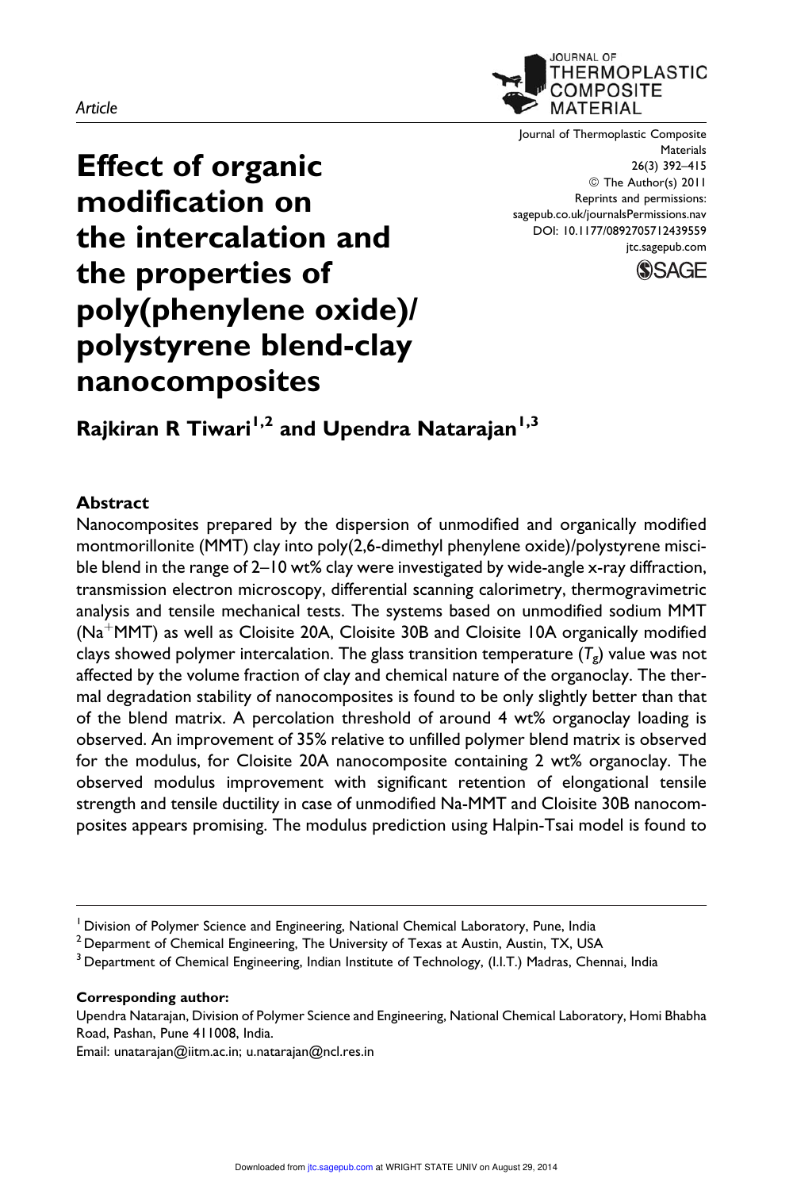Article

# Effect of organic modification on the intercalation and the properties of poly(phenylene oxide)/polystyrene blend-clay nanocomposites

**Rajkiran R Tiwari[1,2] and Upendra Natarajan[1,3]**

## Abstract

Nanocomposites prepared by the dispersion of unmodified and organically modified montmorillonite (MMT) clay into poly(2,6-dimethyl phenylene oxide)/polystyrene miscible blend in the range of 2–10 wt% clay were investigated by wide-angle x-ray diffraction, transmission electron microscopy, differential scanning calorimetry, thermogravimetric analysis and tensile mechanical tests. The systems based on unmodified sodium MMT ($Na^{+}$MMT) as well as Cloisite 20A, Cloisite 30B and Cloisite 10A organically modified clays showed polymer intercalation. The glass transition temperature ($T_g$) value was not affected by the volume fraction of clay and chemical nature of the organoclay. The thermal degradation stability of nanocomposites is found to be only slightly better than that of the blend matrix. A percolation threshold of around 4 wt% organoclay loading is observed. An improvement of 35% relative to unfilled polymer blend matrix is observed for the modulus, for Cloisite 20A nanocomposite containing 2 wt% organoclay. The observed modulus improvement with significant retention of elongational tensile strength and tensile ductility in case of unmodified Na-MMT and Cloisite 30B nanocomposites appears promising. The modulus prediction using Halpin-Tsai model is found to

[1] Division of Polymer Science and Engineering, National Chemical Laboratory, Pune, India
[2] Deparment of Chemical Engineering, The University of Texas at Austin, Austin, TX, USA
[3] Department of Chemical Engineering, Indian Institute of Technology, (I.I.T.) Madras, Chennai, India

**Corresponding author:**

Upendra Natarajan, Division of Polymer Science and Engineering, National Chemical Laboratory, Homi Bhabha Road, Pashan, Pune 411008, India.

Email: unatarajan@iitm.ac.in; u.natarajan@ncl.res.in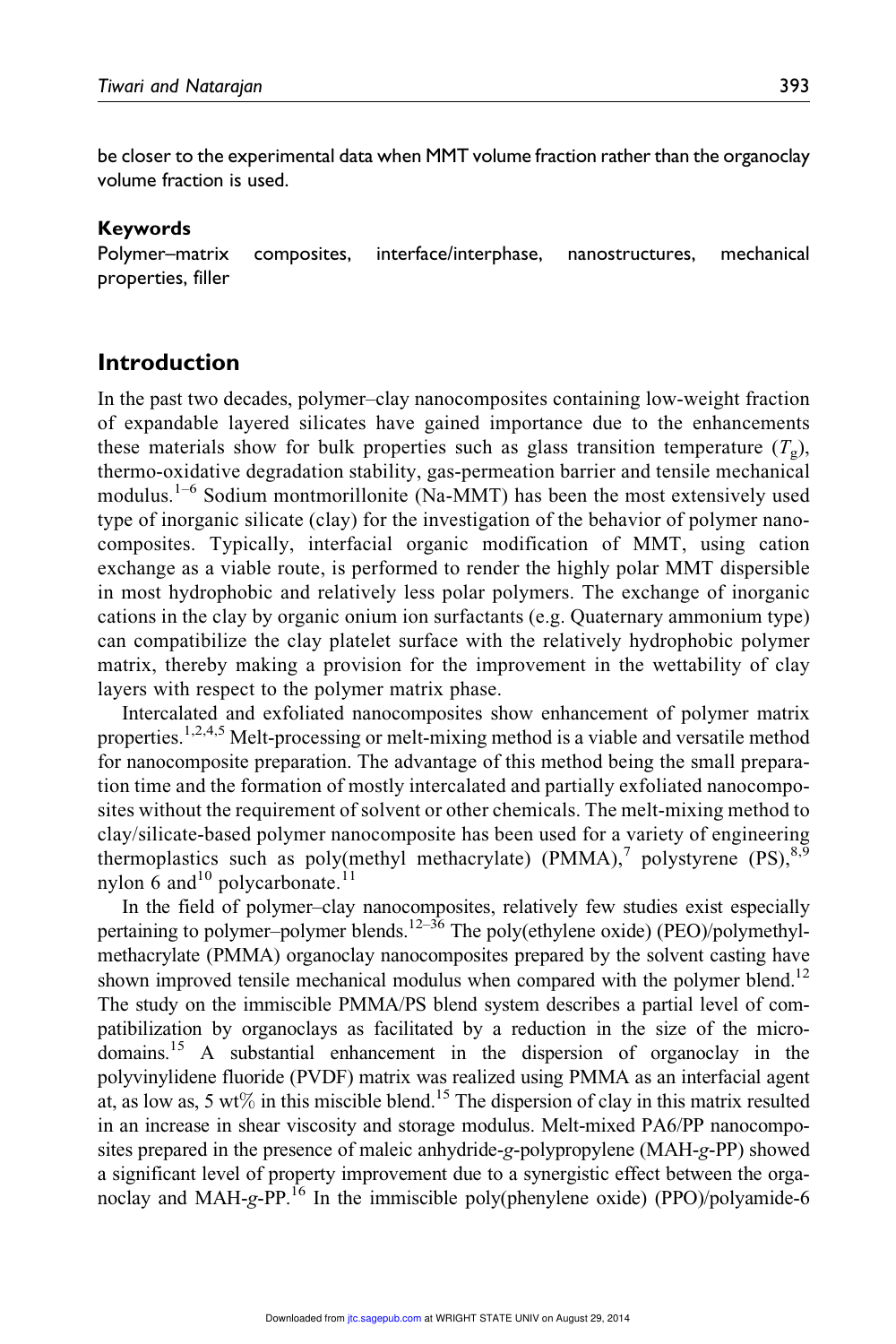be closer to the experimental data when MMT volume fraction rather than the organoclay volume fraction is used.

**Keywords**

Polymer–matrix composites, interface/interphase, nanostructures, mechanical properties, filler

## Introduction

In the past two decades, polymer–clay nanocomposites containing low-weight fraction of expandable layered silicates have gained importance due to the enhancements these materials show for bulk properties such as glass transition temperature ($T_g$), thermo-oxidative degradation stability, gas-permeation barrier and tensile mechanical modulus.[1–6] Sodium montmorillonite (Na-MMT) has been the most extensively used type of inorganic silicate (clay) for the investigation of the behavior of polymer nanocomposites. Typically, interfacial organic modification of MMT, using cation exchange as a viable route, is performed to render the highly polar MMT dispersible in most hydrophobic and relatively less polar polymers. The exchange of inorganic cations in the clay by organic onium ion surfactants (e.g. Quaternary ammonium type) can compatibilize the clay platelet surface with the relatively hydrophobic polymer matrix, thereby making a provision for the improvement in the wettability of clay layers with respect to the polymer matrix phase.

Intercalated and exfoliated nanocomposites show enhancement of polymer matrix properties.[1,2,4,5] Melt-processing or melt-mixing method is a viable and versatile method for nanocomposite preparation. The advantage of this method being the small preparation time and the formation of mostly intercalated and partially exfoliated nanocomposites without the requirement of solvent or other chemicals. The melt-mixing method to clay/silicate-based polymer nanocomposite has been used for a variety of engineering thermoplastics such as poly(methyl methacrylate) (PMMA),[7] polystyrene (PS),[8,9] nylon 6 and[10] polycarbonate.[11]

In the field of polymer–clay nanocomposites, relatively few studies exist especially pertaining to polymer–polymer blends.[12–36] The poly(ethylene oxide) (PEO)/polymethylmethacrylate (PMMA) organoclay nanocomposites prepared by the solvent casting have shown improved tensile mechanical modulus when compared with the polymer blend.[12] The study on the immiscible PMMA/PS blend system describes a partial level of compatibilization by organoclays as facilitated by a reduction in the size of the microdomains.[15] A substantial enhancement in the dispersion of organoclay in the polyvinylidene fluoride (PVDF) matrix was realized using PMMA as an interfacial agent at, as low as, 5 wt% in this miscible blend.[15] The dispersion of clay in this matrix resulted in an increase in shear viscosity and storage modulus. Melt-mixed PA6/PP nanocomposites prepared in the presence of maleic anhydride-*g*-polypropylene (MAH-*g*-PP) showed a significant level of property improvement due to a synergistic effect between the organoclay and MAH-*g*-PP.[16] In the immiscible poly(phenylene oxide) (PPO)/polyamide-6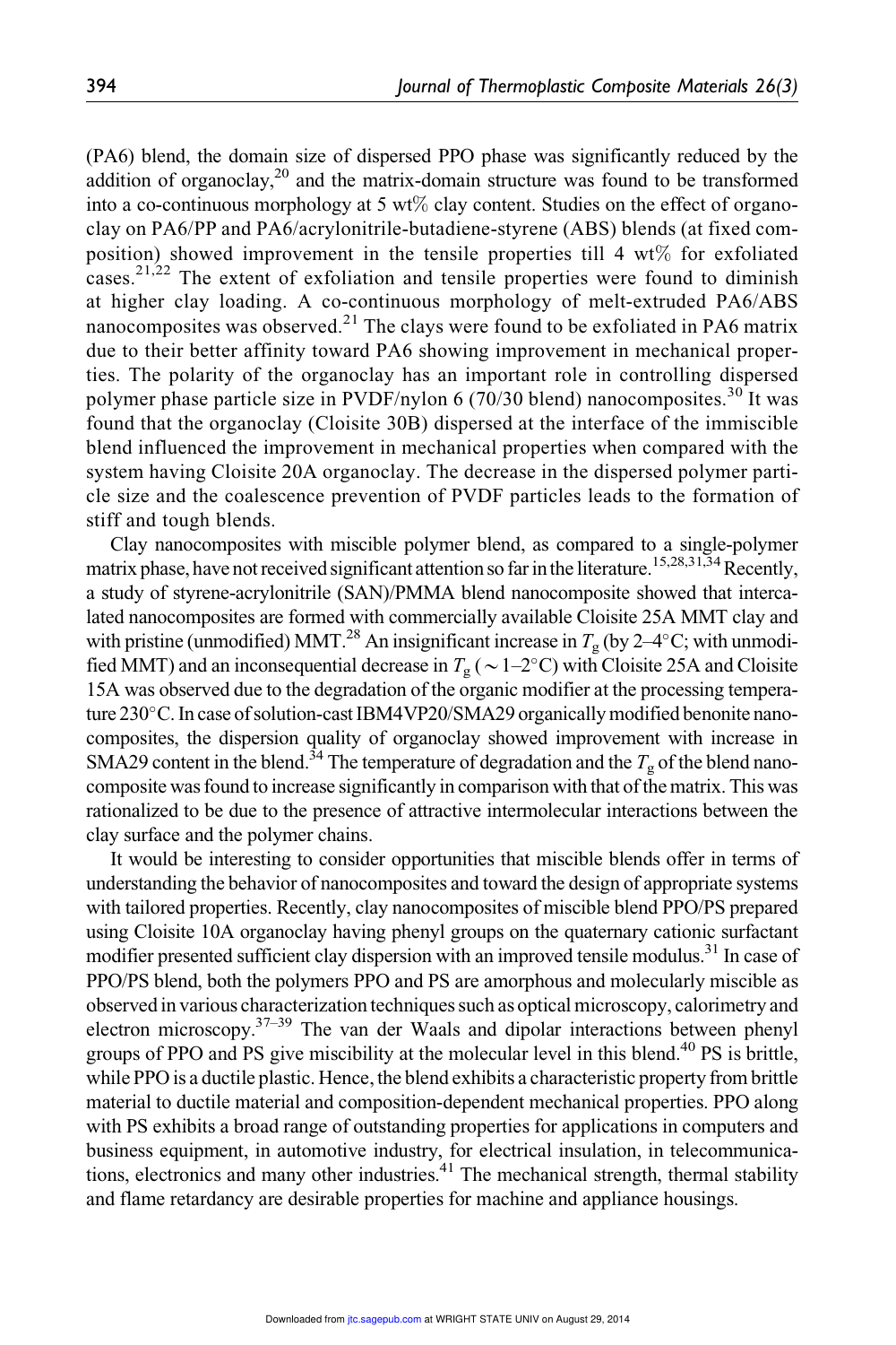(PA6) blend, the domain size of dispersed PPO phase was significantly reduced by the addition of organoclay,[20] and the matrix-domain structure was found to be transformed into a co-continuous morphology at 5 wt% clay content. Studies on the effect of organoclay on PA6/PP and PA6/acrylonitrile-butadiene-styrene (ABS) blends (at fixed composition) showed improvement in the tensile properties till 4 wt% for exfoliated cases.[21,22] The extent of exfoliation and tensile properties were found to diminish at higher clay loading. A co-continuous morphology of melt-extruded PA6/ABS nanocomposites was observed.[21] The clays were found to be exfoliated in PA6 matrix due to their better affinity toward PA6 showing improvement in mechanical properties. The polarity of the organoclay has an important role in controlling dispersed polymer phase particle size in PVDF/nylon 6 (70/30 blend) nanocomposites.[30] It was found that the organoclay (Cloisite 30B) dispersed at the interface of the immiscible blend influenced the improvement in mechanical properties when compared with the system having Cloisite 20A organoclay. The decrease in the dispersed polymer particle size and the coalescence prevention of PVDF particles leads to the formation of stiff and tough blends.

Clay nanocomposites with miscible polymer blend, as compared to a single-polymer matrix phase, have not received significant attention so far in the literature.[15,28,31,34] Recently, a study of styrene-acrylonitrile (SAN)/PMMA blend nanocomposite showed that intercalated nanocomposites are formed with commercially available Cloisite 25A MMT clay and with pristine (unmodified) MMT.[28] An insignificant increase in $T_g$ (by 2–4°C; with unmodified MMT) and an inconsequential decrease in $T_g$ ($\sim$ 1–2°C) with Cloisite 25A and Cloisite 15A was observed due to the degradation of the organic modifier at the processing temperature 230°C. In case of solution-cast IBM4VP20/SMA29 organically modified benonite nanocomposites, the dispersion quality of organoclay showed improvement with increase in SMA29 content in the blend.[34] The temperature of degradation and the $T_g$ of the blend nanocomposite was found to increase significantly in comparison with that of the matrix. This was rationalized to be due to the presence of attractive intermolecular interactions between the clay surface and the polymer chains.

It would be interesting to consider opportunities that miscible blends offer in terms of understanding the behavior of nanocomposites and toward the design of appropriate systems with tailored properties. Recently, clay nanocomposites of miscible blend PPO/PS prepared using Cloisite 10A organoclay having phenyl groups on the quaternary cationic surfactant modifier presented sufficient clay dispersion with an improved tensile modulus.[31] In case of PPO/PS blend, both the polymers PPO and PS are amorphous and molecularly miscible as observed in various characterization techniques such as optical microscopy, calorimetry and electron microscopy.[37–39] The van der Waals and dipolar interactions between phenyl groups of PPO and PS give miscibility at the molecular level in this blend.[40] PS is brittle, while PPO is a ductile plastic. Hence, the blend exhibits a characteristic property from brittle material to ductile material and composition-dependent mechanical properties. PPO along with PS exhibits a broad range of outstanding properties for applications in computers and business equipment, in automotive industry, for electrical insulation, in telecommunications, electronics and many other industries.[41] The mechanical strength, thermal stability and flame retardancy are desirable properties for machine and appliance housings.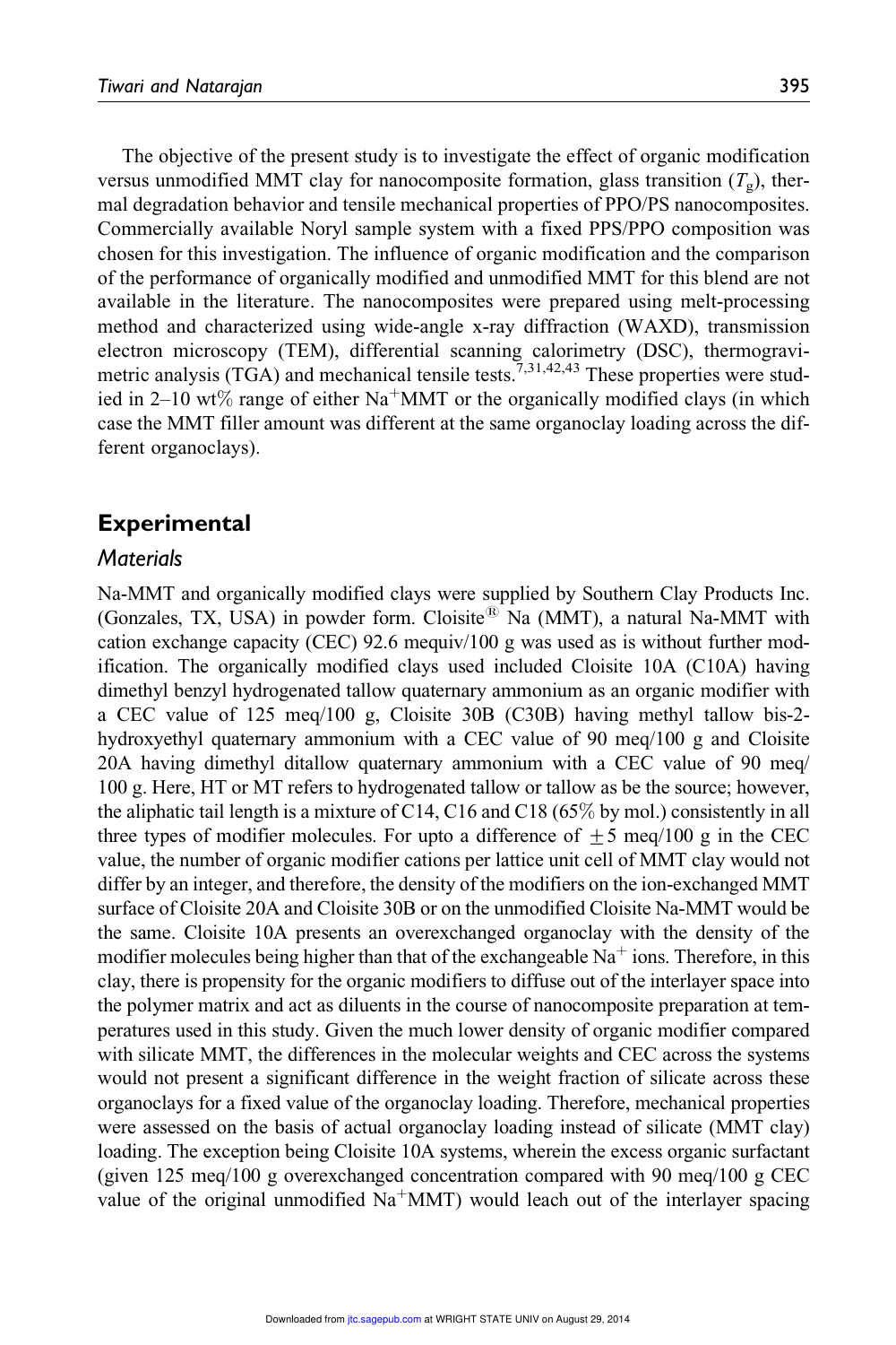The objective of the present study is to investigate the effect of organic modification versus unmodified MMT clay for nanocomposite formation, glass transition ($T_g$), thermal degradation behavior and tensile mechanical properties of PPO/PS nanocomposites. Commercially available Noryl sample system with a fixed PPS/PPO composition was chosen for this investigation. The influence of organic modification and the comparison of the performance of organically modified and unmodified MMT for this blend are not available in the literature. The nanocomposites were prepared using melt-processing method and characterized using wide-angle x-ray diffraction (WAXD), transmission electron microscopy (TEM), differential scanning calorimetry (DSC), thermogravimetric analysis (TGA) and mechanical tensile tests.[7,31,42,43] These properties were studied in 2–10 wt% range of either $Na^+$MMT or the organically modified clays (in which case the MMT filler amount was different at the same organoclay loading across the different organoclays).

## Experimental

### Materials

Na-MMT and organically modified clays were supplied by Southern Clay Products Inc. (Gonzales, TX, USA) in powder form. Cloisite® Na (MMT), a natural Na-MMT with cation exchange capacity (CEC) 92.6 mequiv/100 g was used as is without further modification. The organically modified clays used included Cloisite 10A (C10A) having dimethyl benzyl hydrogenated tallow quaternary ammonium as an organic modifier with a CEC value of 125 meq/100 g, Cloisite 30B (C30B) having methyl tallow bis-2-hydroxyethyl quaternary ammonium with a CEC value of 90 meq/100 g and Cloisite 20A having dimethyl ditallow quaternary ammonium with a CEC value of 90 meq/100 g. Here, HT or MT refers to hydrogenated tallow or tallow as be the source; however, the aliphatic tail length is a mixture of C14, C16 and C18 (65% by mol.) consistently in all three types of modifier molecules. For upto a difference of $\pm 5$ meq/100 g in the CEC value, the number of organic modifier cations per lattice unit cell of MMT clay would not differ by an integer, and therefore, the density of the modifiers on the ion-exchanged MMT surface of Cloisite 20A and Cloisite 30B or on the unmodified Cloisite Na-MMT would be the same. Cloisite 10A presents an overexchanged organoclay with the density of the modifier molecules being higher than that of the exchangeable $Na^+$ ions. Therefore, in this clay, there is propensity for the organic modifiers to diffuse out of the interlayer space into the polymer matrix and act as diluents in the course of nanocomposite preparation at temperatures used in this study. Given the much lower density of organic modifier compared with silicate MMT, the differences in the molecular weights and CEC across the systems would not present a significant difference in the weight fraction of silicate across these organoclays for a fixed value of the organoclay loading. Therefore, mechanical properties were assessed on the basis of actual organoclay loading instead of silicate (MMT clay) loading. The exception being Cloisite 10A systems, wherein the excess organic surfactant (given 125 meq/100 g overexchanged concentration compared with 90 meq/100 g CEC value of the original unmodified $Na^+$MMT) would leach out of the interlayer spacing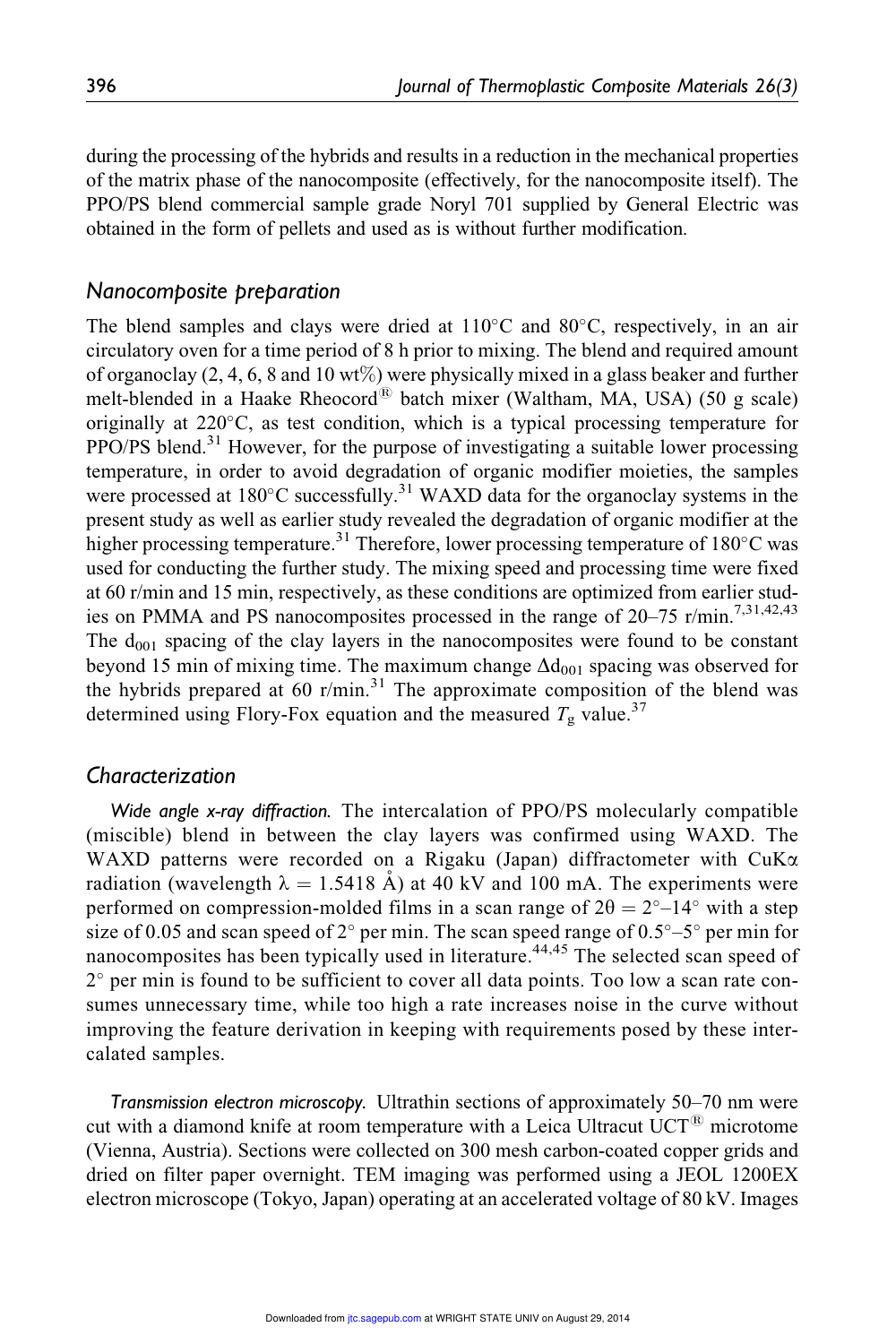during the processing of the hybrids and results in a reduction in the mechanical properties of the matrix phase of the nanocomposite (effectively, for the nanocomposite itself). The PPO/PS blend commercial sample grade Noryl 701 supplied by General Electric was obtained in the form of pellets and used as is without further modification.

## *Nanocomposite preparation*

The blend samples and clays were dried at 110°C and 80°C, respectively, in an air circulatory oven for a time period of 8 h prior to mixing. The blend and required amount of organoclay (2, 4, 6, 8 and 10 wt%) were physically mixed in a glass beaker and further melt-blended in a Haake Rheocord® batch mixer (Waltham, MA, USA) (50 g scale) originally at 220°C, as test condition, which is a typical processing temperature for PPO/PS blend.[31] However, for the purpose of investigating a suitable lower processing temperature, in order to avoid degradation of organic modifier moieties, the samples were processed at 180°C successfully.[31] WAXD data for the organoclay systems in the present study as well as earlier study revealed the degradation of organic modifier at the higher processing temperature.[31] Therefore, lower processing temperature of 180°C was used for conducting the further study. The mixing speed and processing time were fixed at 60 r/min and 15 min, respectively, as these conditions are optimized from earlier studies on PMMA and PS nanocomposites processed in the range of 20–75 r/min.[7,31,42,43] The $d_{001}$ spacing of the clay layers in the nanocomposites were found to be constant beyond 15 min of mixing time. The maximum change $\Delta d_{001}$ spacing was observed for the hybrids prepared at 60 r/min.[31] The approximate composition of the blend was determined using Flory-Fox equation and the measured $T_g$ value.[37]

## *Characterization*

*Wide angle x-ray diffraction.* The intercalation of PPO/PS molecularly compatible (miscible) blend in between the clay layers was confirmed using WAXD. The WAXD patterns were recorded on a Rigaku (Japan) diffractometer with CuK$\alpha$ radiation (wavelength $\lambda = 1.5418$ Å) at 40 kV and 100 mA. The experiments were performed on compression-molded films in a scan range of $2\theta = 2°–14°$ with a step size of 0.05 and scan speed of 2° per min. The scan speed range of 0.5°–5° per min for nanocomposites has been typically used in literature.[44,45] The selected scan speed of 2° per min is found to be sufficient to cover all data points. Too low a scan rate consumes unnecessary time, while too high a rate increases noise in the curve without improving the feature derivation in keeping with requirements posed by these intercalated samples.

*Transmission electron microscopy.* Ultrathin sections of approximately 50–70 nm were cut with a diamond knife at room temperature with a Leica Ultracut UCT® microtome (Vienna, Austria). Sections were collected on 300 mesh carbon-coated copper grids and dried on filter paper overnight. TEM imaging was performed using a JEOL 1200EX electron microscope (Tokyo, Japan) operating at an accelerated voltage of 80 kV. Images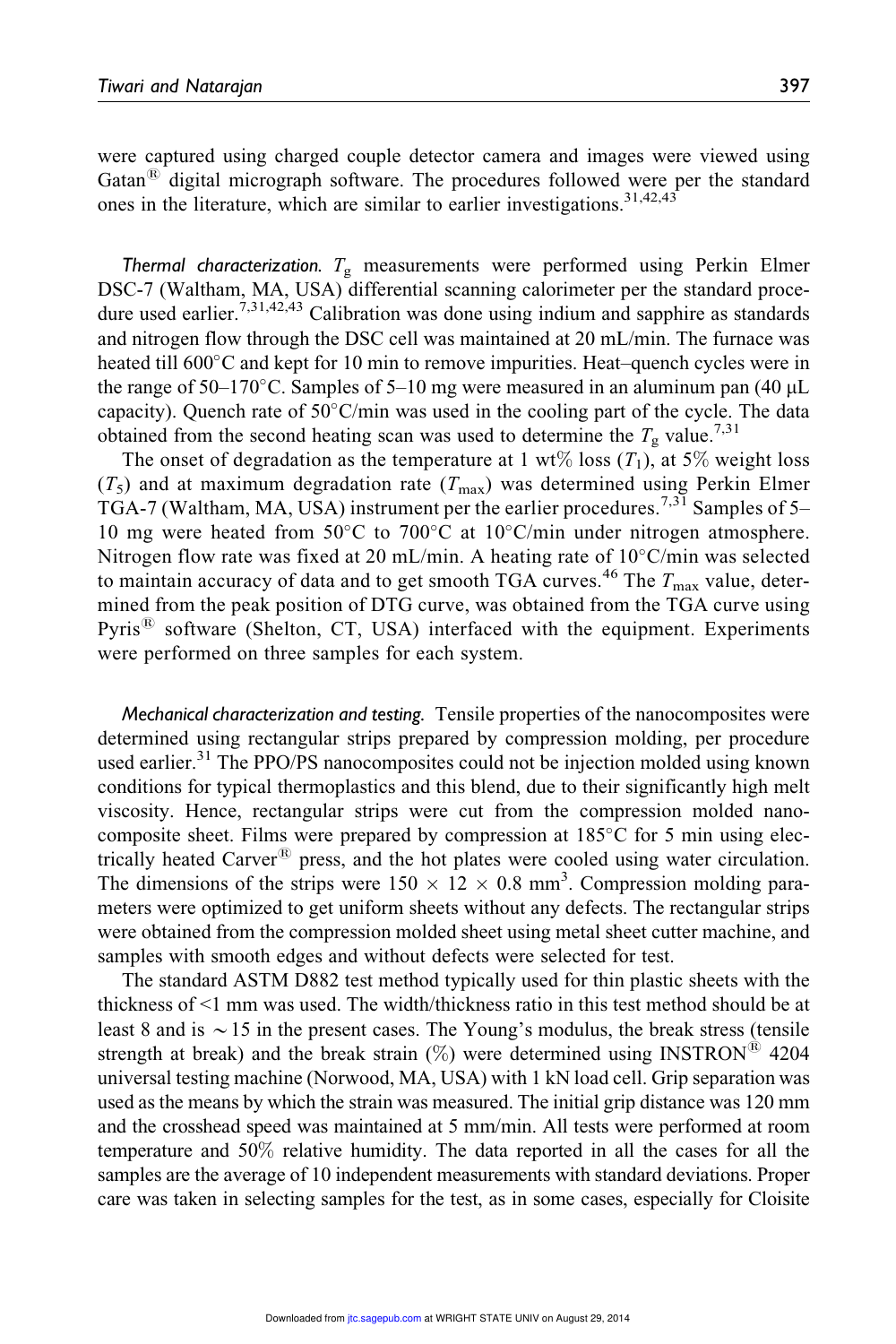were captured using charged couple detector camera and images were viewed using Gatan® digital micrograph software. The procedures followed were per the standard ones in the literature, which are similar to earlier investigations.[31,42,43]

*Thermal characterization.* $T_g$ measurements were performed using Perkin Elmer DSC-7 (Waltham, MA, USA) differential scanning calorimeter per the standard procedure used earlier.[7,31,42,43] Calibration was done using indium and sapphire as standards and nitrogen flow through the DSC cell was maintained at 20 mL/min. The furnace was heated till 600°C and kept for 10 min to remove impurities. Heat–quench cycles were in the range of 50–170°C. Samples of 5–10 mg were measured in an aluminum pan (40 µL capacity). Quench rate of 50°C/min was used in the cooling part of the cycle. The data obtained from the second heating scan was used to determine the $T_g$ value.[7,31]

The onset of degradation as the temperature at 1 wt% loss ($T_1$), at 5% weight loss ($T_5$) and at maximum degradation rate ($T_{max}$) was determined using Perkin Elmer TGA-7 (Waltham, MA, USA) instrument per the earlier procedures.[7,31] Samples of 5–10 mg were heated from 50°C to 700°C at 10°C/min under nitrogen atmosphere. Nitrogen flow rate was fixed at 20 mL/min. A heating rate of 10°C/min was selected to maintain accuracy of data and to get smooth TGA curves.[46] The $T_{max}$ value, determined from the peak position of DTG curve, was obtained from the TGA curve using Pyris® software (Shelton, CT, USA) interfaced with the equipment. Experiments were performed on three samples for each system.

*Mechanical characterization and testing.* Tensile properties of the nanocomposites were determined using rectangular strips prepared by compression molding, per procedure used earlier.[31] The PPO/PS nanocomposites could not be injection molded using known conditions for typical thermoplastics and this blend, due to their significantly high melt viscosity. Hence, rectangular strips were cut from the compression molded nanocomposite sheet. Films were prepared by compression at 185°C for 5 min using electrically heated Carver® press, and the hot plates were cooled using water circulation. The dimensions of the strips were $150 \times 12 \times 0.8$ mm$^3$. Compression molding parameters were optimized to get uniform sheets without any defects. The rectangular strips were obtained from the compression molded sheet using metal sheet cutter machine, and samples with smooth edges and without defects were selected for test.

The standard ASTM D882 test method typically used for thin plastic sheets with the thickness of <1 mm was used. The width/thickness ratio in this test method should be at least 8 and is $\sim 15$ in the present cases. The Young's modulus, the break stress (tensile strength at break) and the break strain (%) were determined using INSTRON® 4204 universal testing machine (Norwood, MA, USA) with 1 kN load cell. Grip separation was used as the means by which the strain was measured. The initial grip distance was 120 mm and the crosshead speed was maintained at 5 mm/min. All tests were performed at room temperature and 50% relative humidity. The data reported in all the cases for all the samples are the average of 10 independent measurements with standard deviations. Proper care was taken in selecting samples for the test, as in some cases, especially for Cloisite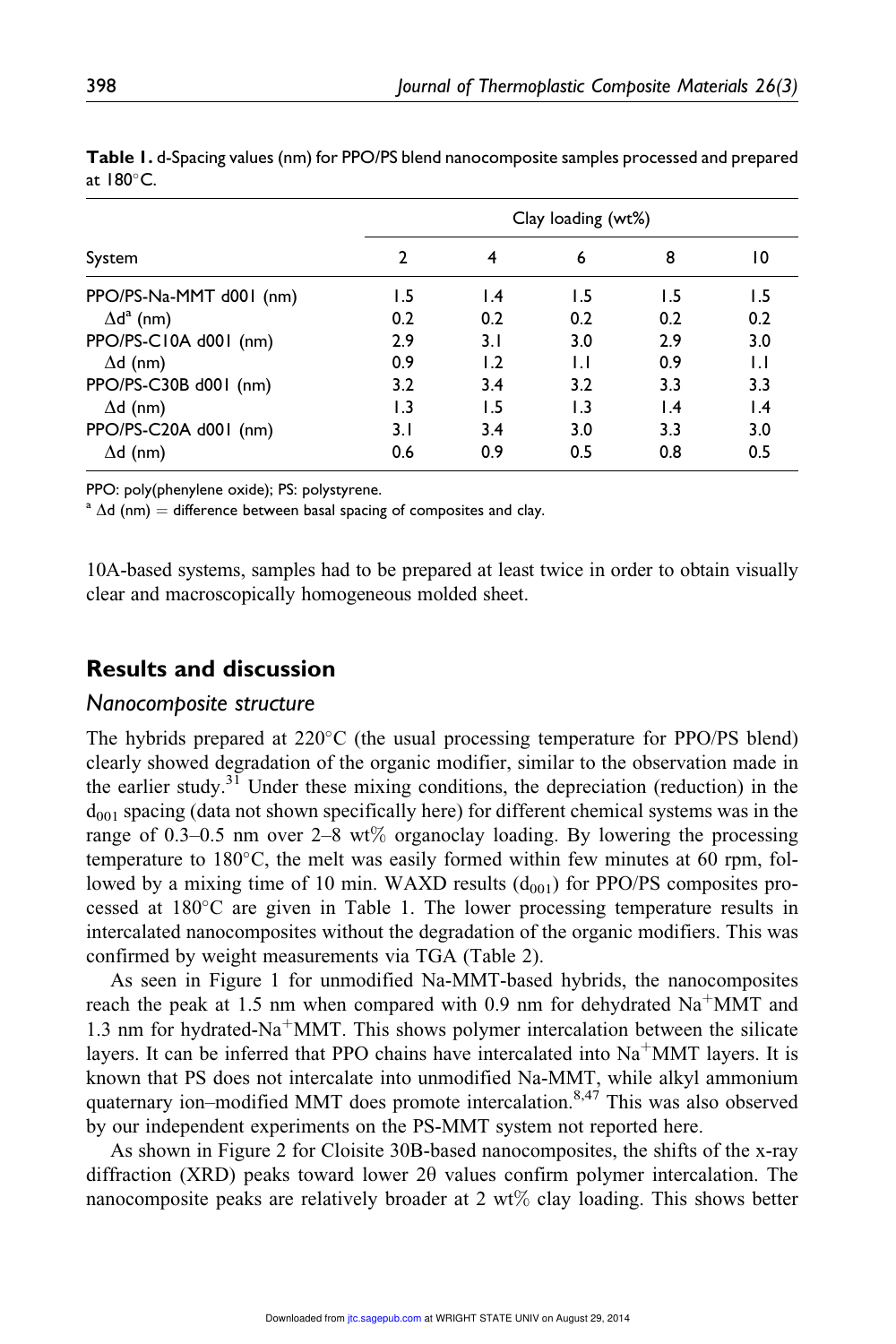**Table 1.** d-Spacing values (nm) for PPO/PS blend nanocomposite samples processed and prepared at 180°C.

| System | Clay loading (wt%) | | | | |
|---|---|---|---|---|---|
| | 2 | 4 | 6 | 8 | 10 |
| PPO/PS-Na-MMT d001 (nm) | 1.5 | 1.4 | 1.5 | 1.5 | 1.5 |
| Δd[a] (nm) | 0.2 | 0.2 | 0.2 | 0.2 | 0.2 |
| PPO/PS-C10A d001 (nm) | 2.9 | 3.1 | 3.0 | 2.9 | 3.0 |
| Δd (nm) | 0.9 | 1.2 | 1.1 | 0.9 | 1.1 |
| PPO/PS-C30B d001 (nm) | 3.2 | 3.4 | 3.2 | 3.3 | 3.3 |
| Δd (nm) | 1.3 | 1.5 | 1.3 | 1.4 | 1.4 |
| PPO/PS-C20A d001 (nm) | 3.1 | 3.4 | 3.0 | 3.3 | 3.0 |
| Δd (nm) | 0.6 | 0.9 | 0.5 | 0.8 | 0.5 |

PPO: poly(phenylene oxide); PS: polystyrene.

[a] Δd (nm) = difference between basal spacing of composites and clay.

10A-based systems, samples had to be prepared at least twice in order to obtain visually clear and macroscopically homogeneous molded sheet.

## Results and discussion

### Nanocomposite structure

The hybrids prepared at 220°C (the usual processing temperature for PPO/PS blend) clearly showed degradation of the organic modifier, similar to the observation made in the earlier study.[31] Under these mixing conditions, the depreciation (reduction) in the $d_{001}$ spacing (data not shown specifically here) for different chemical systems was in the range of 0.3–0.5 nm over 2–8 wt% organoclay loading. By lowering the processing temperature to 180°C, the melt was easily formed within few minutes at 60 rpm, followed by a mixing time of 10 min. WAXD results ($d_{001}$) for PPO/PS composites processed at 180°C are given in Table 1. The lower processing temperature results in intercalated nanocomposites without the degradation of the organic modifiers. This was confirmed by weight measurements via TGA (Table 2).

As seen in Figure 1 for unmodified Na-MMT-based hybrids, the nanocomposites reach the peak at 1.5 nm when compared with 0.9 nm for dehydrated $Na^{+}$MMT and 1.3 nm for hydrated-$Na^{+}$MMT. This shows polymer intercalation between the silicate layers. It can be inferred that PPO chains have intercalated into $Na^{+}$MMT layers. It is known that PS does not intercalate into unmodified Na-MMT, while alkyl ammonium quaternary ion–modified MMT does promote intercalation.[8,47] This was also observed by our independent experiments on the PS-MMT system not reported here.

As shown in Figure 2 for Cloisite 30B-based nanocomposites, the shifts of the x-ray diffraction (XRD) peaks toward lower 2θ values confirm polymer intercalation. The nanocomposite peaks are relatively broader at 2 wt% clay loading. This shows better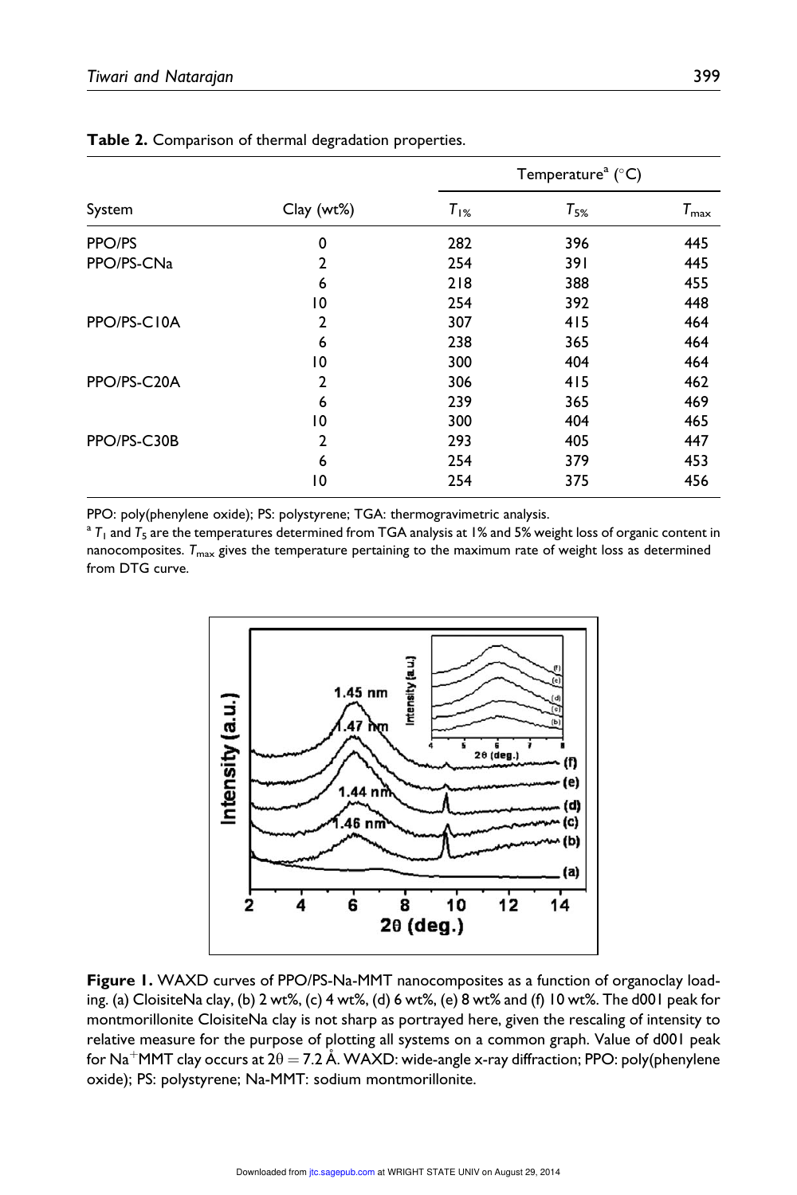**Table 2.** Comparison of thermal degradation properties.

| System | Clay (wt%) | Temperature[a] (°C) | | |
|---|---|---|---|---|
| | | $T_{1\%}$ | $T_{5\%}$ | $T_{max}$ |
| PPO/PS | 0 | 282 | 396 | 445 |
| PPO/PS-CNa | 2 | 254 | 391 | 445 |
| | 6 | 218 | 388 | 455 |
| | 10 | 254 | 392 | 448 |
| PPO/PS-C10A | 2 | 307 | 415 | 464 |
| | 6 | 238 | 365 | 464 |
| | 10 | 300 | 404 | 464 |
| PPO/PS-C20A | 2 | 306 | 415 | 462 |
| | 6 | 239 | 365 | 469 |
| | 10 | 300 | 404 | 465 |
| PPO/PS-C30B | 2 | 293 | 405 | 447 |
| | 6 | 254 | 379 | 453 |
| | 10 | 254 | 375 | 456 |

PPO: poly(phenylene oxide); PS: polystyrene; TGA: thermogravimetric analysis.

[a] $T_1$ and $T_5$ are the temperatures determined from TGA analysis at 1% and 5% weight loss of organic content in nanocomposites. $T_{max}$ gives the temperature pertaining to the maximum rate of weight loss as determined from DTG curve.

**Figure 1.** WAXD curves of PPO/PS-Na-MMT nanocomposites as a function of organoclay loading. (a) CloisiteNa clay, (b) 2 wt%, (c) 4 wt%, (d) 6 wt%, (e) 8 wt% and (f) 10 wt%. The d001 peak for montmorillonite CloisiteNa clay is not sharp as portrayed here, given the rescaling of intensity to relative measure for the purpose of plotting all systems on a common graph. Value of d001 peak for $Na^{+}$MMT clay occurs at $2\theta = 7.2$ Å. WAXD: wide-angle x-ray diffraction; PPO: poly(phenylene oxide); PS: polystyrene; Na-MMT: sodium montmorillonite.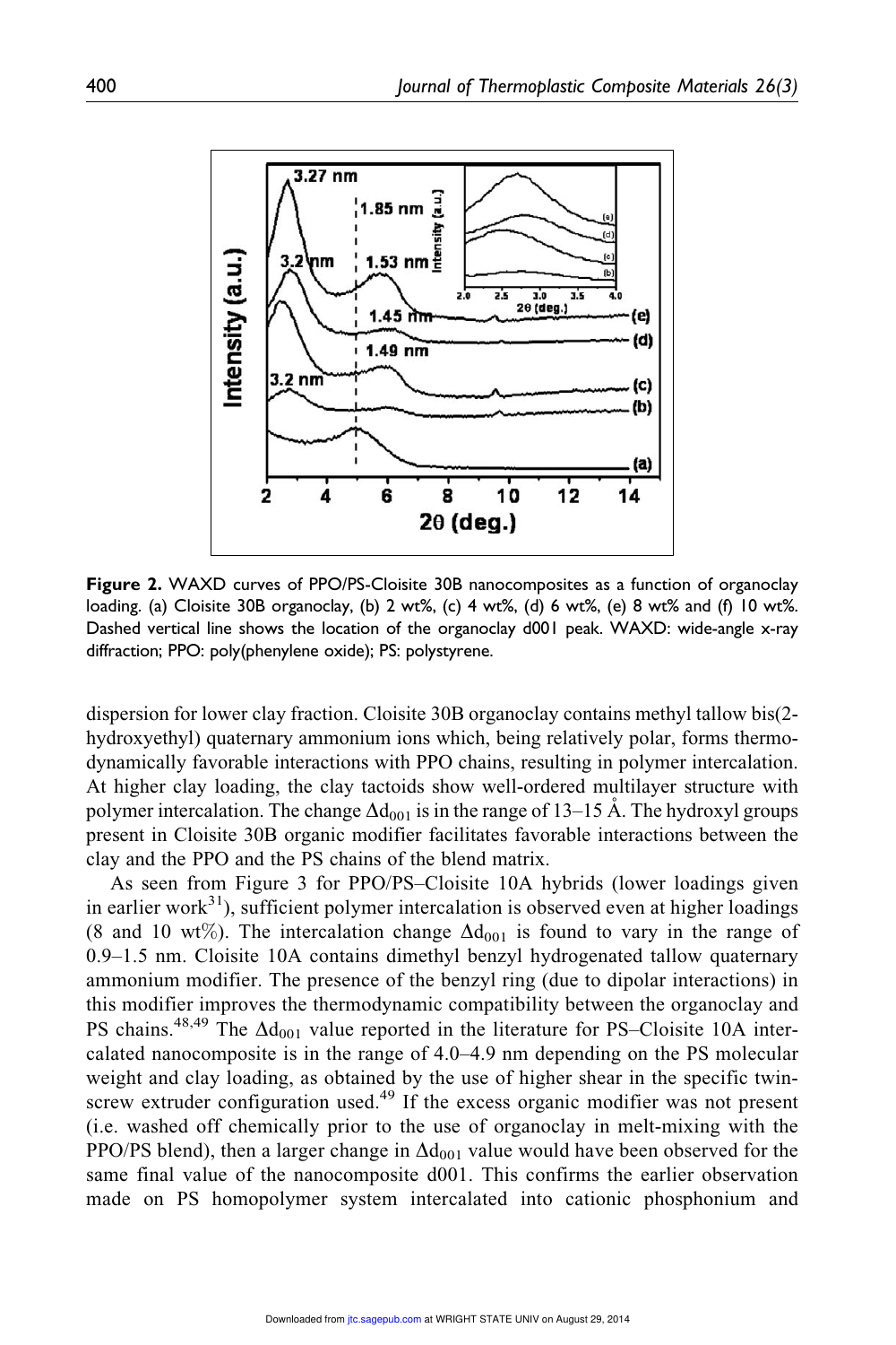**Figure 2.** WAXD curves of PPO/PS-Cloisite 30B nanocomposites as a function of organoclay loading. (a) Cloisite 30B organoclay, (b) 2 wt%, (c) 4 wt%, (d) 6 wt%, (e) 8 wt% and (f) 10 wt%. Dashed vertical line shows the location of the organoclay d001 peak. WAXD: wide-angle x-ray diffraction; PPO: poly(phenylene oxide); PS: polystyrene.

dispersion for lower clay fraction. Cloisite 30B organoclay contains methyl tallow bis(2-hydroxyethyl) quaternary ammonium ions which, being relatively polar, forms thermodynamically favorable interactions with PPO chains, resulting in polymer intercalation. At higher clay loading, the clay tactoids show well-ordered multilayer structure with polymer intercalation. The change $\Delta d_{001}$ is in the range of 13–15 Å. The hydroxyl groups present in Cloisite 30B organic modifier facilitates favorable interactions between the clay and the PPO and the PS chains of the blend matrix.

As seen from Figure 3 for PPO/PS–Cloisite 10A hybrids (lower loadings given in earlier work[31]), sufficient polymer intercalation is observed even at higher loadings (8 and 10 wt%). The intercalation change $\Delta d_{001}$ is found to vary in the range of 0.9–1.5 nm. Cloisite 10A contains dimethyl benzyl hydrogenated tallow quaternary ammonium modifier. The presence of the benzyl ring (due to dipolar interactions) in this modifier improves the thermodynamic compatibility between the organoclay and PS chains.[48,49] The $\Delta d_{001}$ value reported in the literature for PS–Cloisite 10A intercalated nanocomposite is in the range of 4.0–4.9 nm depending on the PS molecular weight and clay loading, as obtained by the use of higher shear in the specific twin-screw extruder configuration used.[49] If the excess organic modifier was not present (i.e. washed off chemically prior to the use of organoclay in melt-mixing with the PPO/PS blend), then a larger change in $\Delta d_{001}$ value would have been observed for the same final value of the nanocomposite d001. This confirms the earlier observation made on PS homopolymer system intercalated into cationic phosphonium and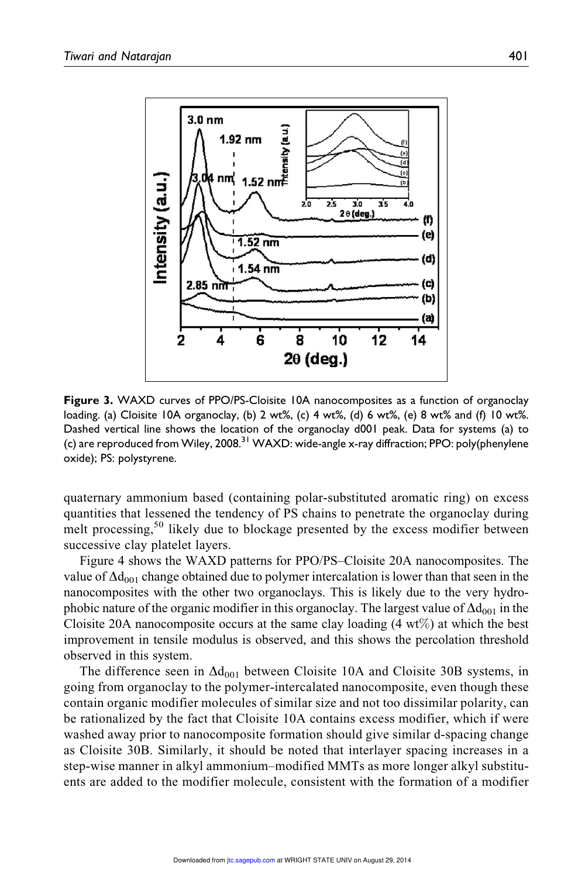**Figure 3.** WAXD curves of PPO/PS-Cloisite 10A nanocomposites as a function of organoclay loading. (a) Cloisite 10A organoclay, (b) 2 wt%, (c) 4 wt%, (d) 6 wt%, (e) 8 wt% and (f) 10 wt%. Dashed vertical line shows the location of the organoclay d001 peak. Data for systems (a) to (c) are reproduced from Wiley, 2008.[31] WAXD: wide-angle x-ray diffraction; PPO: poly(phenylene oxide); PS: polystyrene.

quaternary ammonium based (containing polar-substituted aromatic ring) on excess quantities that lessened the tendency of PS chains to penetrate the organoclay during melt processing,[50] likely due to blockage presented by the excess modifier between successive clay platelet layers.

Figure 4 shows the WAXD patterns for PPO/PS–Cloisite 20A nanocomposites. The value of $\Delta d_{001}$ change obtained due to polymer intercalation is lower than that seen in the nanocomposites with the other two organoclays. This is likely due to the very hydrophobic nature of the organic modifier in this organoclay. The largest value of $\Delta d_{001}$ in the Cloisite 20A nanocomposite occurs at the same clay loading (4 wt%) at which the best improvement in tensile modulus is observed, and this shows the percolation threshold observed in this system.

The difference seen in $\Delta d_{001}$ between Cloisite 10A and Cloisite 30B systems, in going from organoclay to the polymer-intercalated nanocomposite, even though these contain organic modifier molecules of similar size and not too dissimilar polarity, can be rationalized by the fact that Cloisite 10A contains excess modifier, which if were washed away prior to nanocomposite formation should give similar d-spacing change as Cloisite 30B. Similarly, it should be noted that interlayer spacing increases in a step-wise manner in alkyl ammonium–modified MMTs as more longer alkyl substituents are added to the modifier molecule, consistent with the formation of a modifier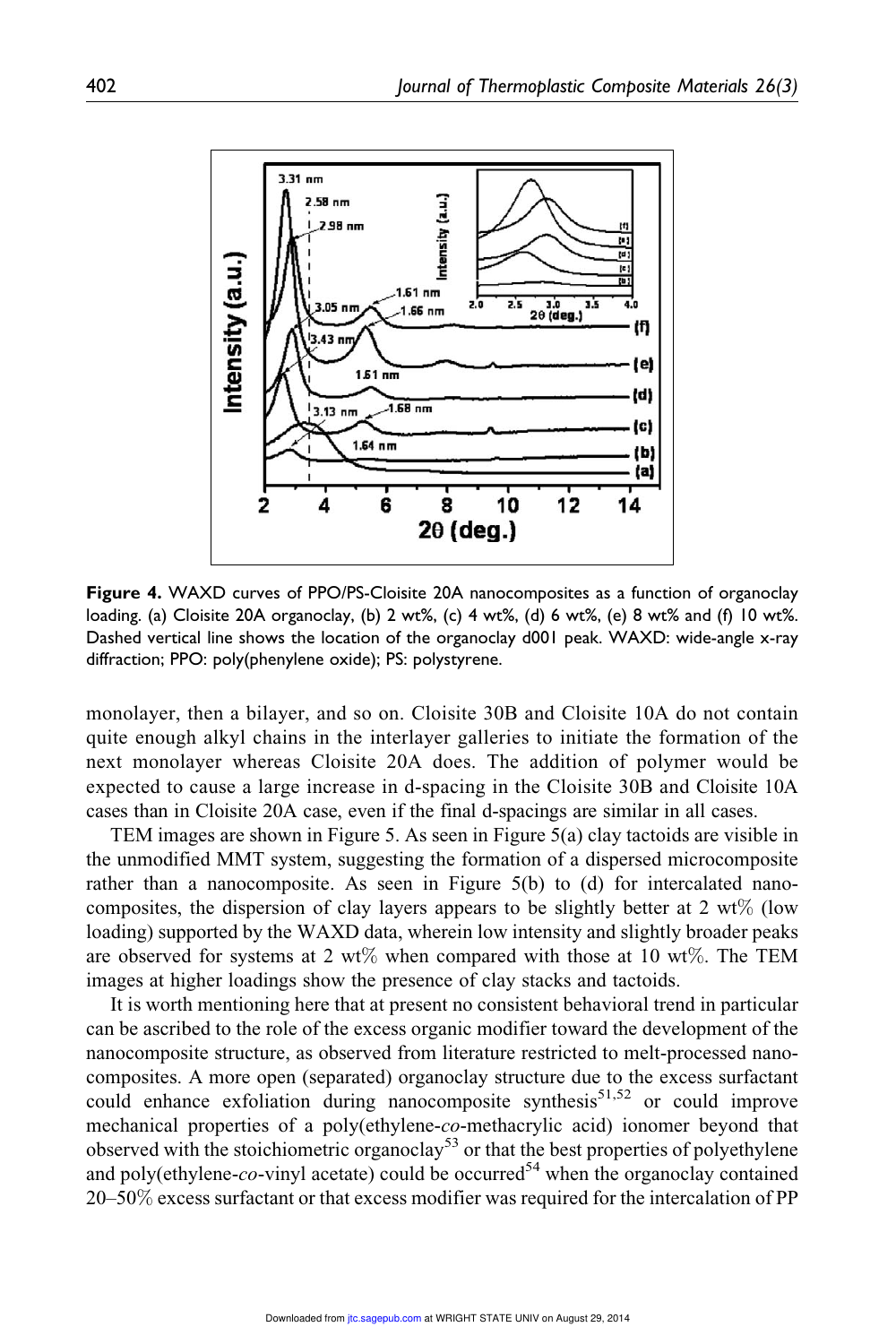**Figure 4.** WAXD curves of PPO/PS-Cloisite 20A nanocomposites as a function of organoclay loading. (a) Cloisite 20A organoclay, (b) 2 wt%, (c) 4 wt%, (d) 6 wt%, (e) 8 wt% and (f) 10 wt%. Dashed vertical line shows the location of the organoclay d001 peak. WAXD: wide-angle x-ray diffraction; PPO: poly(phenylene oxide); PS: polystyrene.

monolayer, then a bilayer, and so on. Cloisite 30B and Cloisite 10A do not contain quite enough alkyl chains in the interlayer galleries to initiate the formation of the next monolayer whereas Cloisite 20A does. The addition of polymer would be expected to cause a large increase in d-spacing in the Cloisite 30B and Cloisite 10A cases than in Cloisite 20A case, even if the final d-spacings are similar in all cases.

TEM images are shown in Figure 5. As seen in Figure 5(a) clay tactoids are visible in the unmodified MMT system, suggesting the formation of a dispersed microcomposite rather than a nanocomposite. As seen in Figure 5(b) to (d) for intercalated nanocomposites, the dispersion of clay layers appears to be slightly better at 2 wt% (low loading) supported by the WAXD data, wherein low intensity and slightly broader peaks are observed for systems at 2 wt% when compared with those at 10 wt%. The TEM images at higher loadings show the presence of clay stacks and tactoids.

It is worth mentioning here that at present no consistent behavioral trend in particular can be ascribed to the role of the excess organic modifier toward the development of the nanocomposite structure, as observed from literature restricted to melt-processed nanocomposites. A more open (separated) organoclay structure due to the excess surfactant could enhance exfoliation during nanocomposite synthesis[51,52] or could improve mechanical properties of a poly(ethylene-*co*-methacrylic acid) ionomer beyond that observed with the stoichiometric organoclay[53] or that the best properties of polyethylene and poly(ethylene-*co*-vinyl acetate) could be occurred[54] when the organoclay contained 20–50% excess surfactant or that excess modifier was required for the intercalation of PP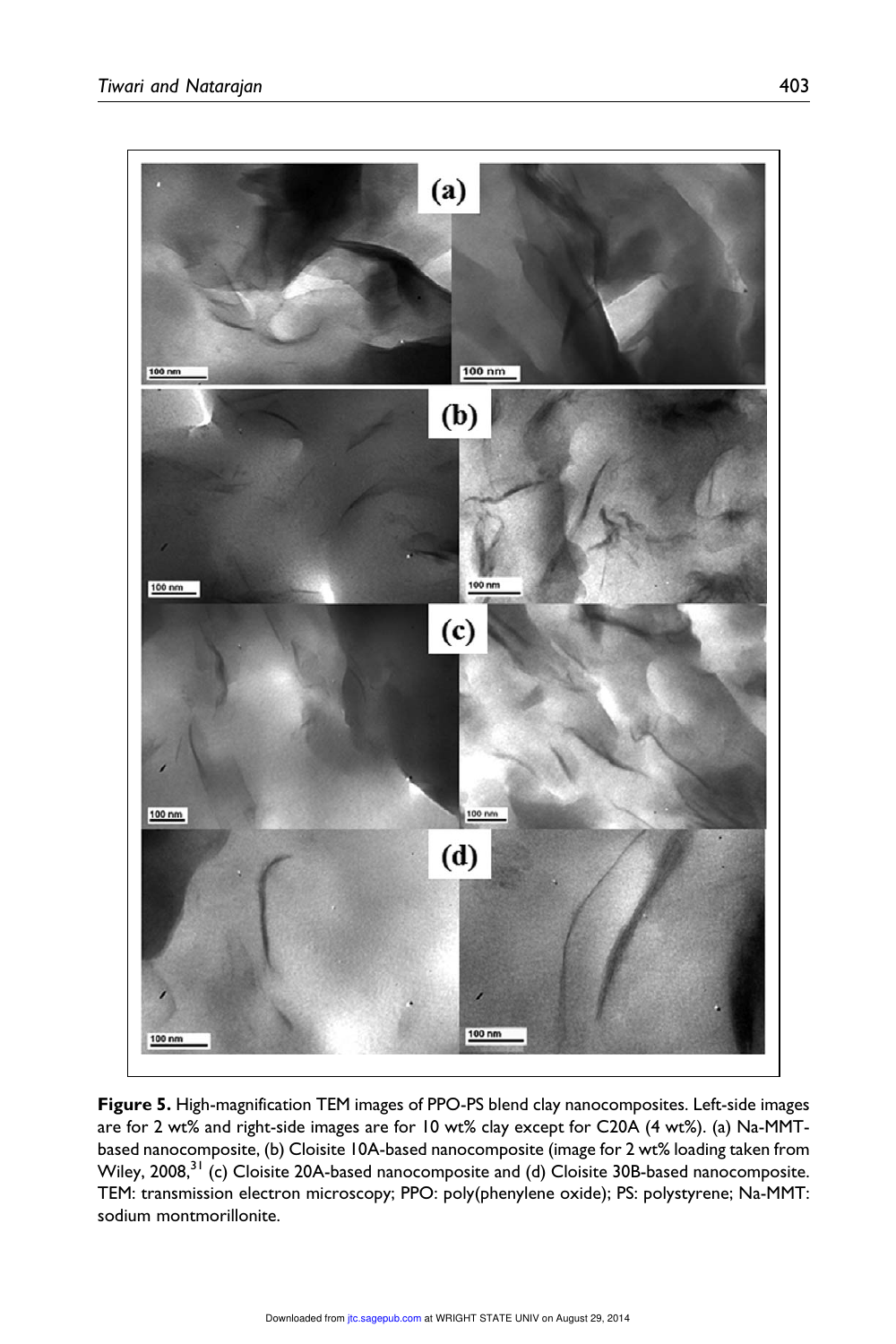**Figure 5.** High-magnification TEM images of PPO-PS blend clay nanocomposites. Left-side images are for 2 wt% and right-side images are for 10 wt% clay except for C20A (4 wt%). (a) Na-MMT-based nanocomposite, (b) Cloisite 10A-based nanocomposite (image for 2 wt% loading taken from Wiley, 2008,[31] (c) Cloisite 20A-based nanocomposite and (d) Cloisite 30B-based nanocomposite. TEM: transmission electron microscopy; PPO: poly(phenylene oxide); PS: polystyrene; Na-MMT: sodium montmorillonite.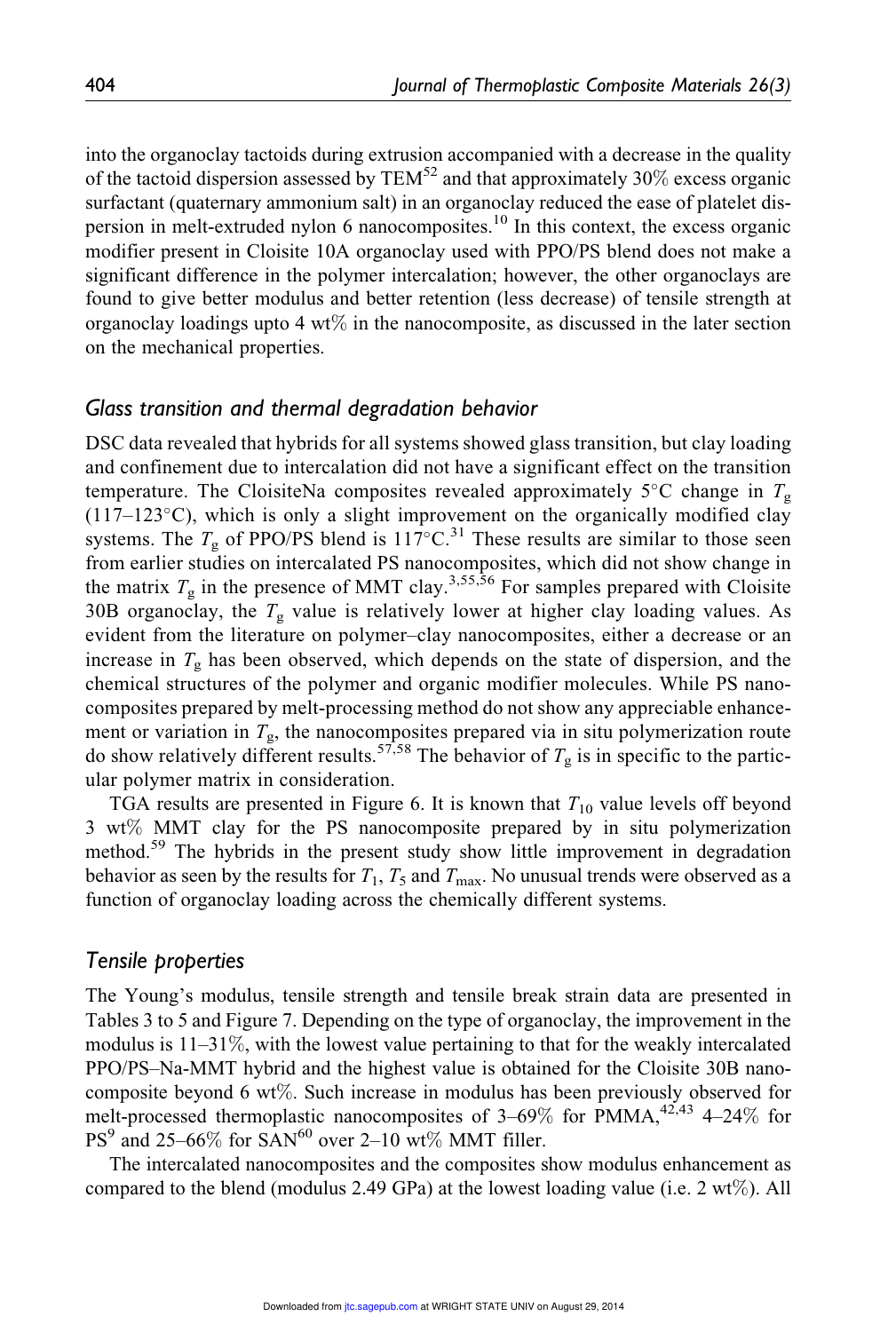into the organoclay tactoids during extrusion accompanied with a decrease in the quality of the tactoid dispersion assessed by TEM[52] and that approximately 30% excess organic surfactant (quaternary ammonium salt) in an organoclay reduced the ease of platelet dispersion in melt-extruded nylon 6 nanocomposites.[10] In this context, the excess organic modifier present in Cloisite 10A organoclay used with PPO/PS blend does not make a significant difference in the polymer intercalation; however, the other organoclays are found to give better modulus and better retention (less decrease) of tensile strength at organoclay loadings upto 4 wt% in the nanocomposite, as discussed in the later section on the mechanical properties.

## *Glass transition and thermal degradation behavior*

DSC data revealed that hybrids for all systems showed glass transition, but clay loading and confinement due to intercalation did not have a significant effect on the transition temperature. The CloisiteNa composites revealed approximately 5°C change in $T_g$ (117–123°C), which is only a slight improvement on the organically modified clay systems. The $T_g$ of PPO/PS blend is 117°C.[31] These results are similar to those seen from earlier studies on intercalated PS nanocomposites, which did not show change in the matrix $T_g$ in the presence of MMT clay.[3,55,56] For samples prepared with Cloisite 30B organoclay, the $T_g$ value is relatively lower at higher clay loading values. As evident from the literature on polymer–clay nanocomposites, either a decrease or an increase in $T_g$ has been observed, which depends on the state of dispersion, and the chemical structures of the polymer and organic modifier molecules. While PS nanocomposites prepared by melt-processing method do not show any appreciable enhancement or variation in $T_g$, the nanocomposites prepared via in situ polymerization route do show relatively different results.[57,58] The behavior of $T_g$ is in specific to the particular polymer matrix in consideration.

TGA results are presented in Figure 6. It is known that $T_{10}$ value levels off beyond 3 wt% MMT clay for the PS nanocomposite prepared by in situ polymerization method.[59] The hybrids in the present study show little improvement in degradation behavior as seen by the results for $T_1$, $T_5$ and $T_{max}$. No unusual trends were observed as a function of organoclay loading across the chemically different systems.

## *Tensile properties*

The Young's modulus, tensile strength and tensile break strain data are presented in Tables 3 to 5 and Figure 7. Depending on the type of organoclay, the improvement in the modulus is 11–31%, with the lowest value pertaining to that for the weakly intercalated PPO/PS–Na-MMT hybrid and the highest value is obtained for the Cloisite 30B nanocomposite beyond 6 wt%. Such increase in modulus has been previously observed for melt-processed thermoplastic nanocomposites of 3–69% for PMMA,[42,43] 4–24% for PS[9] and 25–66% for SAN[60] over 2–10 wt% MMT filler.

The intercalated nanocomposites and the composites show modulus enhancement as compared to the blend (modulus 2.49 GPa) at the lowest loading value (i.e. 2 wt%). All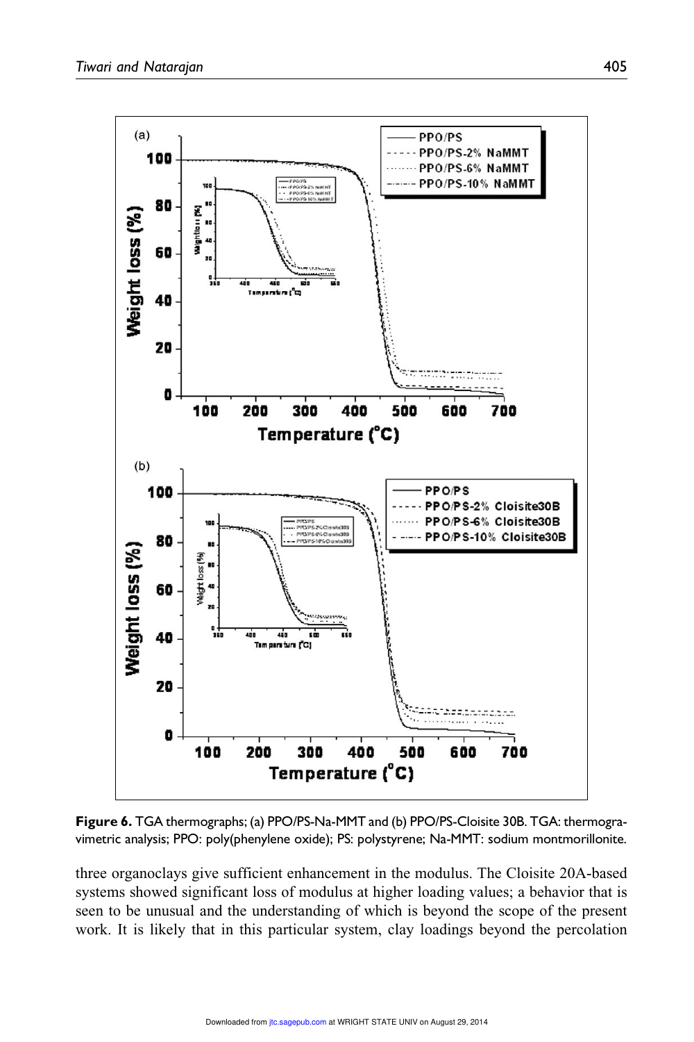**Figure 6.** TGA thermographs; (a) PPO/PS-Na-MMT and (b) PPO/PS-Cloisite 30B. TGA: thermogravimetric analysis; PPO: poly(phenylene oxide); PS: polystyrene; Na-MMT: sodium montmorillonite.

three organoclays give sufficient enhancement in the modulus. The Cloisite 20A-based systems showed significant loss of modulus at higher loading values; a behavior that is seen to be unusual and the understanding of which is beyond the scope of the present work. It is likely that in this particular system, clay loadings beyond the percolation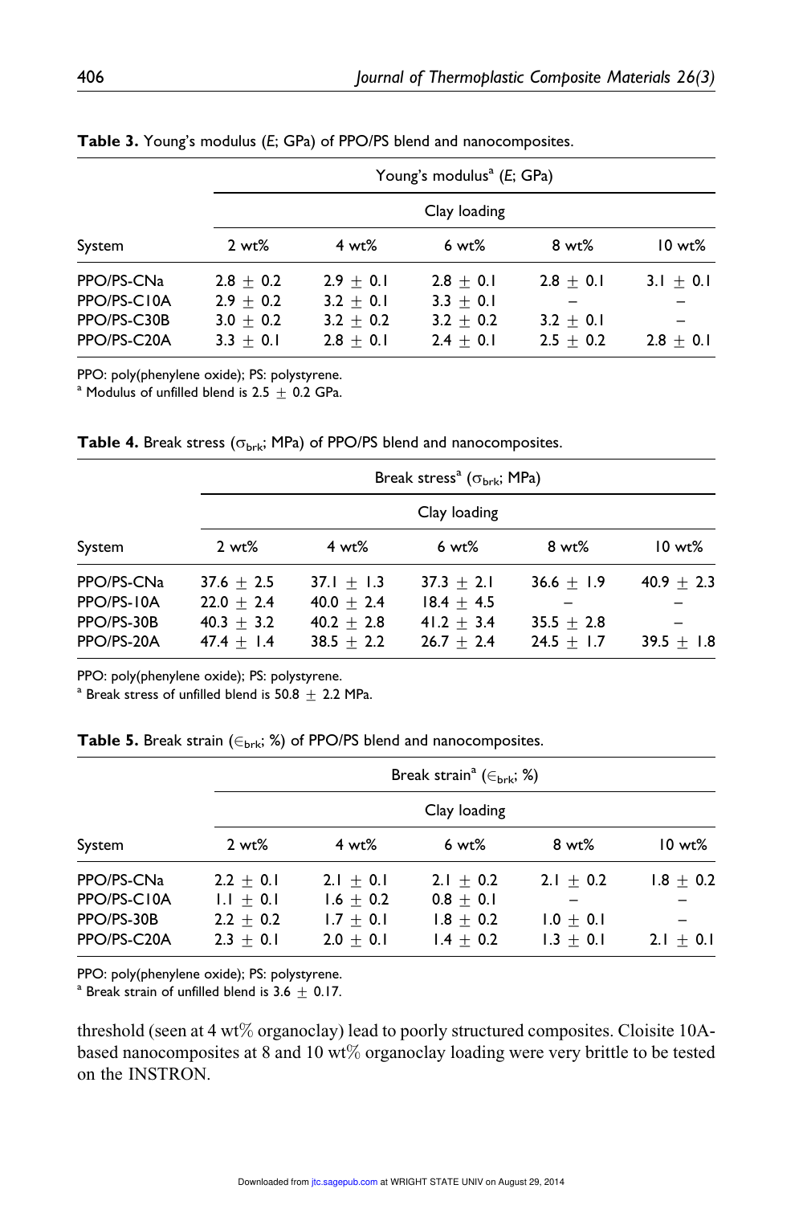**Table 3.** Young's modulus (*E*; GPa) of PPO/PS blend and nanocomposites.

| System | Young's modulus[a] (*E*; GPa) | | | | |
|---|---|---|---|---|---|
| | Clay loading | | | | |
| | 2 wt% | 4 wt% | 6 wt% | 8 wt% | 10 wt% |
| PPO/PS-CNa | $2.8 \pm 0.2$ | $2.9 \pm 0.1$ | $2.8 \pm 0.1$ | $2.8 \pm 0.1$ | $3.1 \pm 0.1$ |
| PPO/PS-C10A | $2.9 \pm 0.2$ | $3.2 \pm 0.1$ | $3.3 \pm 0.1$ | – | – |
| PPO/PS-C30B | $3.0 \pm 0.2$ | $3.2 \pm 0.2$ | $3.2 \pm 0.2$ | $3.2 \pm 0.1$ | – |
| PPO/PS-C20A | $3.3 \pm 0.1$ | $2.8 \pm 0.1$ | $2.4 \pm 0.1$ | $2.5 \pm 0.2$ | $2.8 \pm 0.1$ |

PPO: poly(phenylene oxide); PS: polystyrene.
[a] Modulus of unfilled blend is $2.5 \pm 0.2$ GPa.

**Table 4.** Break stress ($\sigma_{brk}$; MPa) of PPO/PS blend and nanocomposites.

| System | Break stress[a] ($\sigma_{brk}$; MPa) | | | | |
|---|---|---|---|---|---|
| | Clay loading | | | | |
| | 2 wt% | 4 wt% | 6 wt% | 8 wt% | 10 wt% |
| PPO/PS-CNa | $37.6 \pm 2.5$ | $37.1 \pm 1.3$ | $37.3 \pm 2.1$ | $36.6 \pm 1.9$ | $40.9 \pm 2.3$ |
| PPO/PS-10A | $22.0 \pm 2.4$ | $40.0 \pm 2.4$ | $18.4 \pm 4.5$ | – | – |
| PPO/PS-30B | $40.3 \pm 3.2$ | $40.2 \pm 2.8$ | $41.2 \pm 3.4$ | $35.5 \pm 2.8$ | – |
| PPO/PS-20A | $47.4 \pm 1.4$ | $38.5 \pm 2.2$ | $26.7 \pm 2.4$ | $24.5 \pm 1.7$ | $39.5 \pm 1.8$ |

PPO: poly(phenylene oxide); PS: polystyrene.
[a] Break stress of unfilled blend is $50.8 \pm 2.2$ MPa.

**Table 5.** Break strain ($\epsilon_{brk}$; %) of PPO/PS blend and nanocomposites.

| System | Break strain[a] ($\epsilon_{brk}$; %) | | | | |
|---|---|---|---|---|---|
| | Clay loading | | | | |
| | 2 wt% | 4 wt% | 6 wt% | 8 wt% | 10 wt% |
| PPO/PS-CNa | $2.2 \pm 0.1$ | $2.1 \pm 0.1$ | $2.1 \pm 0.2$ | $2.1 \pm 0.2$ | $1.8 \pm 0.2$ |
| PPO/PS-C10A | $1.1 \pm 0.1$ | $1.6 \pm 0.2$ | $0.8 \pm 0.1$ | – | – |
| PPO/PS-30B | $2.2 \pm 0.2$ | $1.7 \pm 0.1$ | $1.8 \pm 0.2$ | $1.0 \pm 0.1$ | – |
| PPO/PS-C20A | $2.3 \pm 0.1$ | $2.0 \pm 0.1$ | $1.4 \pm 0.2$ | $1.3 \pm 0.1$ | $2.1 \pm 0.1$ |

PPO: poly(phenylene oxide); PS: polystyrene.
[a] Break strain of unfilled blend is $3.6 \pm 0.17$.

threshold (seen at 4 wt% organoclay) lead to poorly structured composites. Cloisite 10A-based nanocomposites at 8 and 10 wt% organoclay loading were very brittle to be tested on the INSTRON.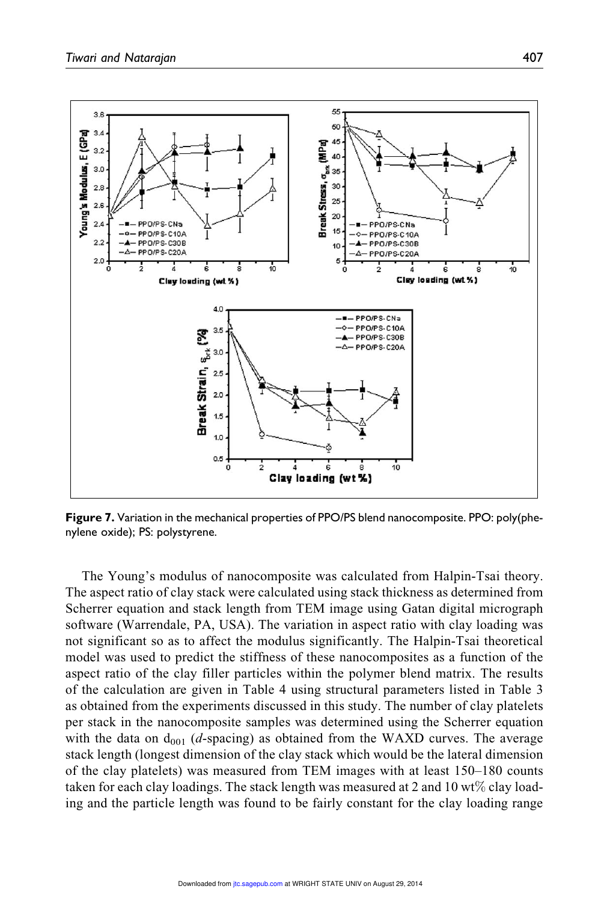**Figure 7.** Variation in the mechanical properties of PPO/PS blend nanocomposite. PPO: poly(phenylene oxide); PS: polystyrene.

The Young's modulus of nanocomposite was calculated from Halpin-Tsai theory. The aspect ratio of clay stack were calculated using stack thickness as determined from Scherrer equation and stack length from TEM image using Gatan digital micrograph software (Warrendale, PA, USA). The variation in aspect ratio with clay loading was not significant so as to affect the modulus significantly. The Halpin-Tsai theoretical model was used to predict the stiffness of these nanocomposites as a function of the aspect ratio of the clay filler particles within the polymer blend matrix. The results of the calculation are given in Table 4 using structural parameters listed in Table 3 as obtained from the experiments discussed in this study. The number of clay platelets per stack in the nanocomposite samples was determined using the Scherrer equation with the data on $d_{001}$ (*d*-spacing) as obtained from the WAXD curves. The average stack length (longest dimension of the clay stack which would be the lateral dimension of the clay platelets) was measured from TEM images with at least 150–180 counts taken for each clay loadings. The stack length was measured at 2 and 10 wt% clay loading and the particle length was found to be fairly constant for the clay loading range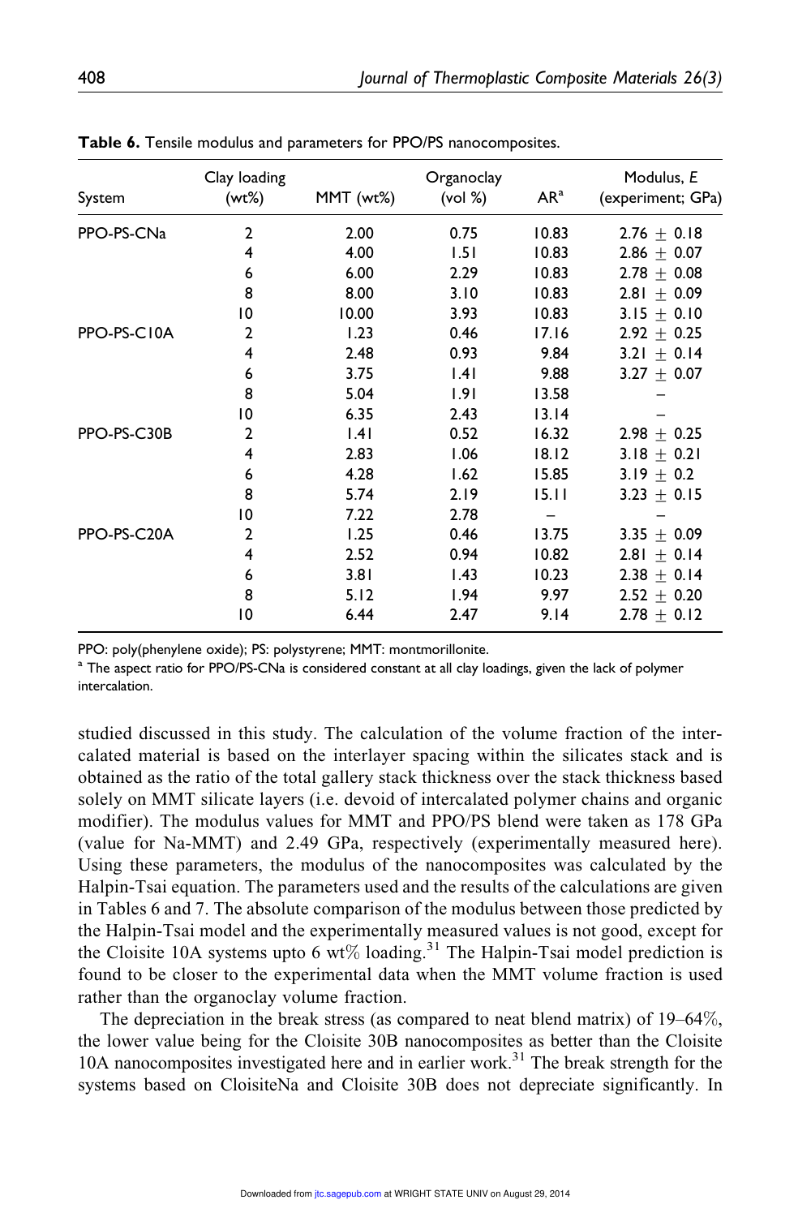**Table 6.** Tensile modulus and parameters for PPO/PS nanocomposites.

| System | Clay loading (wt%) | MMT (wt%) | Organoclay (vol %) | AR[a] | Modulus, $E$ (experiment; GPa) |
|---|---|---|---|---|---|
| PPO-PS-CNa | 2 | 2.00 | 0.75 | 10.83 | 2.76 ± 0.18 |
| | 4 | 4.00 | 1.51 | 10.83 | 2.86 ± 0.07 |
| | 6 | 6.00 | 2.29 | 10.83 | 2.78 ± 0.08 |
| | 8 | 8.00 | 3.10 | 10.83 | 2.81 ± 0.09 |
| | 10 | 10.00 | 3.93 | 10.83 | 3.15 ± 0.10 |
| PPO-PS-C10A | 2 | 1.23 | 0.46 | 17.16 | 2.92 ± 0.25 |
| | 4 | 2.48 | 0.93 | 9.84 | 3.21 ± 0.14 |
| | 6 | 3.75 | 1.41 | 9.88 | 3.27 ± 0.07 |
| | 8 | 5.04 | 1.91 | 13.58 | – |
| | 10 | 6.35 | 2.43 | 13.14 | – |
| PPO-PS-C30B | 2 | 1.41 | 0.52 | 16.32 | 2.98 ± 0.25 |
| | 4 | 2.83 | 1.06 | 18.12 | 3.18 ± 0.21 |
| | 6 | 4.28 | 1.62 | 15.85 | 3.19 ± 0.2 |
| | 8 | 5.74 | 2.19 | 15.11 | 3.23 ± 0.15 |
| | 10 | 7.22 | 2.78 | – | – |
| PPO-PS-C20A | 2 | 1.25 | 0.46 | 13.75 | 3.35 ± 0.09 |
| | 4 | 2.52 | 0.94 | 10.82 | 2.81 ± 0.14 |
| | 6 | 3.81 | 1.43 | 10.23 | 2.38 ± 0.14 |
| | 8 | 5.12 | 1.94 | 9.97 | 2.52 ± 0.20 |
| | 10 | 6.44 | 2.47 | 9.14 | 2.78 ± 0.12 |

PPO: poly(phenylene oxide); PS: polystyrene; MMT: montmorillonite.

[a] The aspect ratio for PPO/PS-CNa is considered constant at all clay loadings, given the lack of polymer intercalation.

studied discussed in this study. The calculation of the volume fraction of the intercalated material is based on the interlayer spacing within the silicates stack and is obtained as the ratio of the total gallery stack thickness over the stack thickness based solely on MMT silicate layers (i.e. devoid of intercalated polymer chains and organic modifier). The modulus values for MMT and PPO/PS blend were taken as 178 GPa (value for Na-MMT) and 2.49 GPa, respectively (experimentally measured here). Using these parameters, the modulus of the nanocomposites was calculated by the Halpin-Tsai equation. The parameters used and the results of the calculations are given in Tables 6 and 7. The absolute comparison of the modulus between those predicted by the Halpin-Tsai model and the experimentally measured values is not good, except for the Cloisite 10A systems upto 6 wt% loading.[31] The Halpin-Tsai model prediction is found to be closer to the experimental data when the MMT volume fraction is used rather than the organoclay volume fraction.

The depreciation in the break stress (as compared to neat blend matrix) of 19–64%, the lower value being for the Cloisite 30B nanocomposites as better than the Cloisite 10A nanocomposites investigated here and in earlier work.[31] The break strength for the systems based on CloisiteNa and Cloisite 30B does not depreciate significantly. In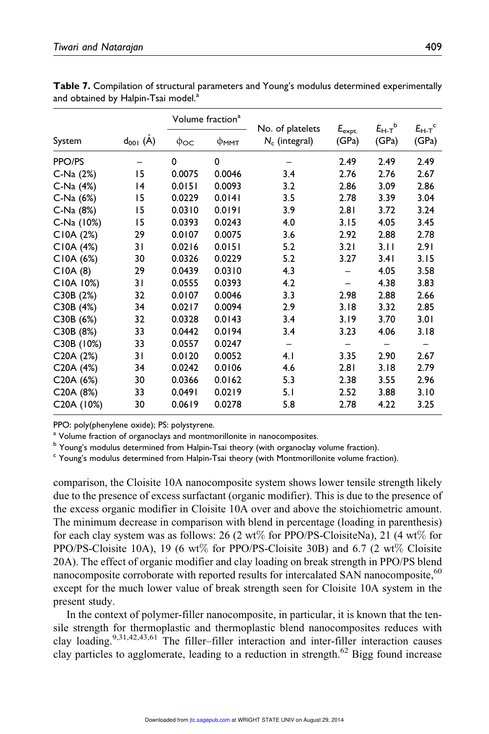**Table 7.** Compilation of structural parameters and Young's modulus determined experimentally and obtained by Halpin-Tsai model.[a]

| System | $d_{001}$ (Å) | Volume fraction[a] | | No. of platelets $N_c$ (integral) | $E_{expt.}$ (GPa) | $E_{H\text{-}T}$[b] (GPa) | $E_{H\text{-}T}$[c] (GPa) |
|---|---|---|---|---|---|---|---|
| | | $\phi_{OC}$ | $\phi_{MMT}$ | | | | |
| PPO/PS | – | 0 | 0 | – | 2.49 | 2.49 | 2.49 |
| C-Na (2%) | 15 | 0.0075 | 0.0046 | 3.4 | 2.76 | 2.76 | 2.67 |
| C-Na (4%) | 14 | 0.0151 | 0.0093 | 3.2 | 2.86 | 3.09 | 2.86 |
| C-Na (6%) | 15 | 0.0229 | 0.0141 | 3.5 | 2.78 | 3.39 | 3.04 |
| C-Na (8%) | 15 | 0.0310 | 0.0191 | 3.9 | 2.81 | 3.72 | 3.24 |
| C-Na (10%) | 15 | 0.0393 | 0.0243 | 4.0 | 3.15 | 4.05 | 3.45 |
| C10A (2%) | 29 | 0.0107 | 0.0075 | 3.6 | 2.92 | 2.88 | 2.78 |
| C10A (4%) | 31 | 0.0216 | 0.0151 | 5.2 | 3.21 | 3.11 | 2.91 |
| C10A (6%) | 30 | 0.0326 | 0.0229 | 5.2 | 3.27 | 3.41 | 3.15 |
| C10A (8) | 29 | 0.0439 | 0.0310 | 4.3 | – | 4.05 | 3.58 |
| C10A 10%) | 31 | 0.0555 | 0.0393 | 4.2 | – | 4.38 | 3.83 |
| C30B (2%) | 32 | 0.0107 | 0.0046 | 3.3 | 2.98 | 2.88 | 2.66 |
| C30B (4%) | 34 | 0.0217 | 0.0094 | 2.9 | 3.18 | 3.32 | 2.85 |
| C30B (6%) | 32 | 0.0328 | 0.0143 | 3.4 | 3.19 | 3.70 | 3.01 |
| C30B (8%) | 33 | 0.0442 | 0.0194 | 3.4 | 3.23 | 4.06 | 3.18 |
| C30B (10%) | 33 | 0.0557 | 0.0247 | – | – | – | – |
| C20A (2%) | 31 | 0.0120 | 0.0052 | 4.1 | 3.35 | 2.90 | 2.67 |
| C20A (4%) | 34 | 0.0242 | 0.0106 | 4.6 | 2.81 | 3.18 | 2.79 |
| C20A (6%) | 30 | 0.0366 | 0.0162 | 5.3 | 2.38 | 3.55 | 2.96 |
| C20A (8%) | 33 | 0.0491 | 0.0219 | 5.1 | 2.52 | 3.88 | 3.10 |
| C20A (10%) | 30 | 0.0619 | 0.0278 | 5.8 | 2.78 | 4.22 | 3.25 |

PPO: poly(phenylene oxide); PS: polystyrene.

[a] Volume fraction of organoclays and montmorillonite in nanocomposites.

[b] Young's modulus determined from Halpin-Tsai theory (with organoclay volume fraction).

[c] Young's modulus determined from Halpin-Tsai theory (with Montmorillonite volume fraction).

comparison, the Cloisite 10A nanocomposite system shows lower tensile strength likely due to the presence of excess surfactant (organic modifier). This is due to the presence of the excess organic modifier in Cloisite 10A over and above the stoichiometric amount. The minimum decrease in comparison with blend in percentage (loading in parenthesis) for each clay system was as follows: 26 (2 wt% for PPO/PS-CloisiteNa), 21 (4 wt% for PPO/PS-Cloisite 10A), 19 (6 wt% for PPO/PS-Cloisite 30B) and 6.7 (2 wt% Cloisite 20A). The effect of organic modifier and clay loading on break strength in PPO/PS blend nanocomposite corroborate with reported results for intercalated SAN nanocomposite,[60] except for the much lower value of break strength seen for Cloisite 10A system in the present study.

In the context of polymer-filler nanocomposite, in particular, it is known that the tensile strength for thermoplastic and thermoplastic blend nanocomposites reduces with clay loading.[9,31,42,43,61] The filler–filler interaction and inter-filler interaction causes clay particles to agglomerate, leading to a reduction in strength.[62] Bigg found increase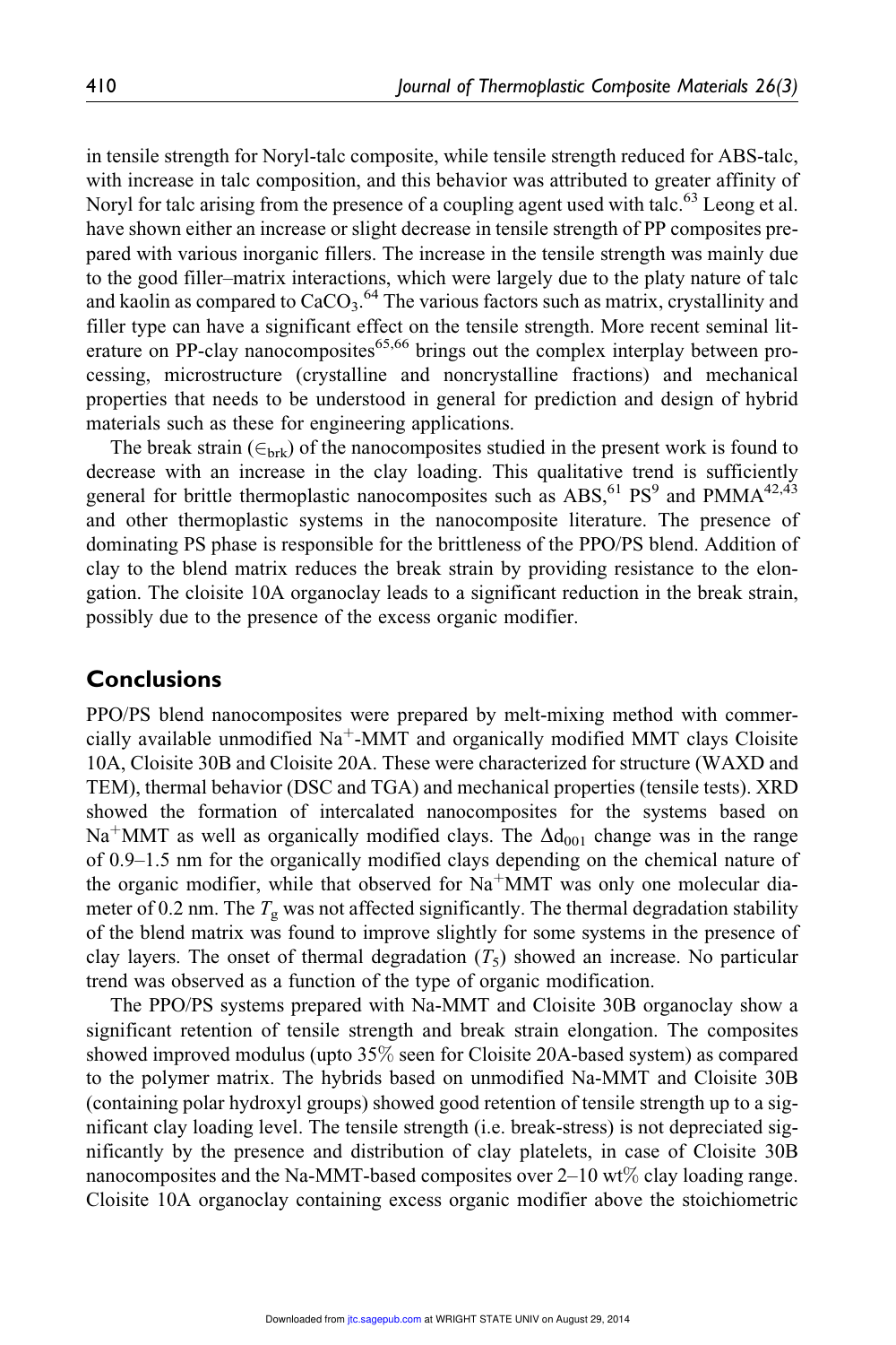in tensile strength for Noryl-talc composite, while tensile strength reduced for ABS-talc, with increase in talc composition, and this behavior was attributed to greater affinity of Noryl for talc arising from the presence of a coupling agent used with talc.[63] Leong et al. have shown either an increase or slight decrease in tensile strength of PP composites prepared with various inorganic fillers. The increase in the tensile strength was mainly due to the good filler–matrix interactions, which were largely due to the platy nature of talc and kaolin as compared to $CaCO_3$.[64] The various factors such as matrix, crystallinity and filler type can have a significant effect on the tensile strength. More recent seminal literature on PP-clay nanocomposites[65,66] brings out the complex interplay between processing, microstructure (crystalline and noncrystalline fractions) and mechanical properties that needs to be understood in general for prediction and design of hybrid materials such as these for engineering applications.

The break strain ($\in_{brk}$) of the nanocomposites studied in the present work is found to decrease with an increase in the clay loading. This qualitative trend is sufficiently general for brittle thermoplastic nanocomposites such as ABS,[61] PS[9] and PMMA[42,43] and other thermoplastic systems in the nanocomposite literature. The presence of dominating PS phase is responsible for the brittleness of the PPO/PS blend. Addition of clay to the blend matrix reduces the break strain by providing resistance to the elongation. The cloisite 10A organoclay leads to a significant reduction in the break strain, possibly due to the presence of the excess organic modifier.

## Conclusions

PPO/PS blend nanocomposites were prepared by melt-mixing method with commercially available unmodified $Na^+$-MMT and organically modified MMT clays Cloisite 10A, Cloisite 30B and Cloisite 20A. These were characterized for structure (WAXD and TEM), thermal behavior (DSC and TGA) and mechanical properties (tensile tests). XRD showed the formation of intercalated nanocomposites for the systems based on $Na^+$MMT as well as organically modified clays. The $\Delta d_{001}$ change was in the range of 0.9–1.5 nm for the organically modified clays depending on the chemical nature of the organic modifier, while that observed for $Na^+$MMT was only one molecular diameter of 0.2 nm. The $T_g$ was not affected significantly. The thermal degradation stability of the blend matrix was found to improve slightly for some systems in the presence of clay layers. The onset of thermal degradation ($T_5$) showed an increase. No particular trend was observed as a function of the type of organic modification.

The PPO/PS systems prepared with Na-MMT and Cloisite 30B organoclay show a significant retention of tensile strength and break strain elongation. The composites showed improved modulus (upto 35% seen for Cloisite 20A-based system) as compared to the polymer matrix. The hybrids based on unmodified Na-MMT and Cloisite 30B (containing polar hydroxyl groups) showed good retention of tensile strength up to a significant clay loading level. The tensile strength (i.e. break-stress) is not depreciated significantly by the presence and distribution of clay platelets, in case of Cloisite 30B nanocomposites and the Na-MMT-based composites over 2–10 wt% clay loading range. Cloisite 10A organoclay containing excess organic modifier above the stoichiometric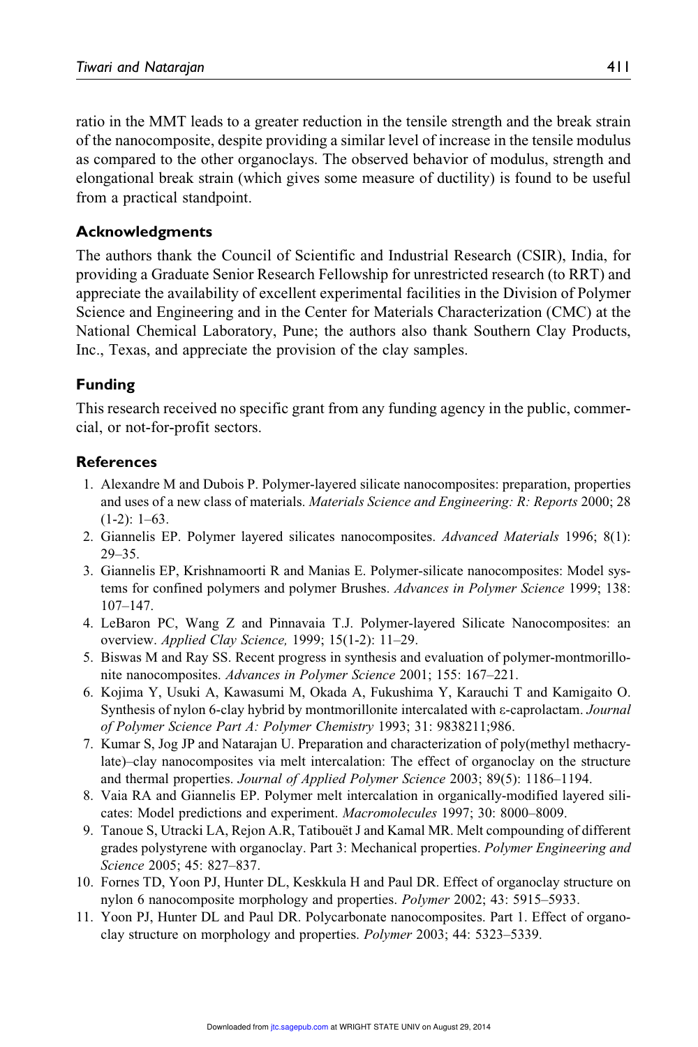ratio in the MMT leads to a greater reduction in the tensile strength and the break strain of the nanocomposite, despite providing a similar level of increase in the tensile modulus as compared to the other organoclays. The observed behavior of modulus, strength and elongational break strain (which gives some measure of ductility) is found to be useful from a practical standpoint.

### Acknowledgments

The authors thank the Council of Scientific and Industrial Research (CSIR), India, for providing a Graduate Senior Research Fellowship for unrestricted research (to RRT) and appreciate the availability of excellent experimental facilities in the Division of Polymer Science and Engineering and in the Center for Materials Characterization (CMC) at the National Chemical Laboratory, Pune; the authors also thank Southern Clay Products, Inc., Texas, and appreciate the provision of the clay samples.

### Funding

This research received no specific grant from any funding agency in the public, commercial, or not-for-profit sectors.

### References

1. Alexandre M and Dubois P. Polymer-layered silicate nanocomposites: preparation, properties and uses of a new class of materials. *Materials Science and Engineering: R: Reports* 2000; 28 (1-2): 1–63.
2. Giannelis EP. Polymer layered silicates nanocomposites. *Advanced Materials* 1996; 8(1): 29–35.
3. Giannelis EP, Krishnamoorti R and Manias E. Polymer-silicate nanocomposites: Model systems for confined polymers and polymer Brushes. *Advances in Polymer Science* 1999; 138: 107–147.
4. LeBaron PC, Wang Z and Pinnavaia T.J. Polymer-layered Silicate Nanocomposites: an overview. *Applied Clay Science,* 1999; 15(1-2): 11–29.
5. Biswas M and Ray SS. Recent progress in synthesis and evaluation of polymer-montmorillonite nanocomposites. *Advances in Polymer Science* 2001; 155: 167–221.
6. Kojima Y, Usuki A, Kawasumi M, Okada A, Fukushima Y, Karauchi T and Kamigaito O. Synthesis of nylon 6-clay hybrid by montmorillonite intercalated with ε-caprolactam. *Journal of Polymer Science Part A: Polymer Chemistry* 1993; 31: 9838211;986.
7. Kumar S, Jog JP and Natarajan U. Preparation and characterization of poly(methyl methacrylate)–clay nanocomposites via melt intercalation: The effect of organoclay on the structure and thermal properties. *Journal of Applied Polymer Science* 2003; 89(5): 1186–1194.
8. Vaia RA and Giannelis EP. Polymer melt intercalation in organically-modified layered silicates: Model predictions and experiment. *Macromolecules* 1997; 30: 8000–8009.
9. Tanoue S, Utracki LA, Rejon A.R, Tatibouët J and Kamal MR. Melt compounding of different grades polystyrene with organoclay. Part 3: Mechanical properties. *Polymer Engineering and Science* 2005; 45: 827–837.
10. Fornes TD, Yoon PJ, Hunter DL, Keskkula H and Paul DR. Effect of organoclay structure on nylon 6 nanocomposite morphology and properties. *Polymer* 2002; 43: 5915–5933.
11. Yoon PJ, Hunter DL and Paul DR. Polycarbonate nanocomposites. Part 1. Effect of organoclay structure on morphology and properties. *Polymer* 2003; 44: 5323–5339.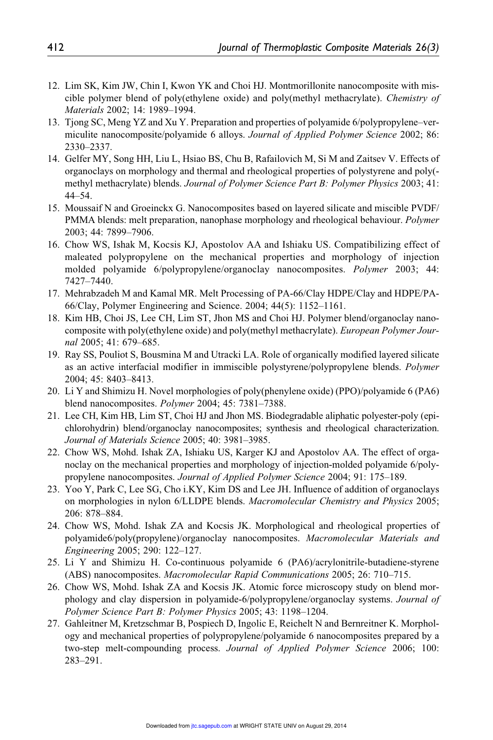12. Lim SK, Kim JW, Chin I, Kwon YK and Choi HJ. Montmorillonite nanocomposite with miscible polymer blend of poly(ethylene oxide) and poly(methyl methacrylate). *Chemistry of Materials* 2002; 14: 1989–1994.
13. Tjong SC, Meng YZ and Xu Y. Preparation and properties of polyamide 6/polypropylene–vermiculite nanocomposite/polyamide 6 alloys. *Journal of Applied Polymer Science* 2002; 86: 2330–2337.
14. Gelfer MY, Song HH, Liu L, Hsiao BS, Chu B, Rafailovich M, Si M and Zaitsev V. Effects of organoclays on morphology and thermal and rheological properties of polystyrene and poly(-methyl methacrylate) blends. *Journal of Polymer Science Part B: Polymer Physics* 2003; 41: 44–54.
15. Moussaif N and Groeinckx G. Nanocomposites based on layered silicate and miscible PVDF/PMMA blends: melt preparation, nanophase morphology and rheological behaviour. *Polymer* 2003; 44: 7899–7906.
16. Chow WS, Ishak M, Kocsis KJ, Apostolov AA and Ishiaku US. Compatibilizing effect of maleated polypropylene on the mechanical properties and morphology of injection molded polyamide 6/polypropylene/organoclay nanocomposites. *Polymer* 2003; 44: 7427–7440.
17. Mehrabzadeh M and Kamal MR. Melt Processing of PA-66/Clay HDPE/Clay and HDPE/PA-66/Clay, Polymer Engineering and Science. 2004; 44(5): 1152–1161.
18. Kim HB, Choi JS, Lee CH, Lim ST, Jhon MS and Choi HJ. Polymer blend/organoclay nanocomposite with poly(ethylene oxide) and poly(methyl methacrylate). *European Polymer Journal* 2005; 41: 679–685.
19. Ray SS, Pouliot S, Bousmina M and Utracki LA. Role of organically modified layered silicate as an active interfacial modifier in immiscible polystyrene/polypropylene blends. *Polymer* 2004; 45: 8403–8413.
20. Li Y and Shimizu H. Novel morphologies of poly(phenylene oxide) (PPO)/polyamide 6 (PA6) blend nanocomposites. *Polymer* 2004; 45: 7381–7388.
21. Lee CH, Kim HB, Lim ST, Choi HJ and Jhon MS. Biodegradable aliphatic polyester-poly (epichlorohydrin) blend/organoclay nanocomposites; synthesis and rheological characterization. *Journal of Materials Science* 2005; 40: 3981–3985.
22. Chow WS, Mohd. Ishak ZA, Ishiaku US, Karger KJ and Apostolov AA. The effect of organoclay on the mechanical properties and morphology of injection-molded polyamide 6/polypropylene nanocomposites. *Journal of Applied Polymer Science* 2004; 91: 175–189.
23. Yoo Y, Park C, Lee SG, Cho i.KY, Kim DS and Lee JH. Influence of addition of organoclays on morphologies in nylon 6/LLDPE blends. *Macromolecular Chemistry and Physics* 2005; 206: 878–884.
24. Chow WS, Mohd. Ishak ZA and Kocsis JK. Morphological and rheological properties of polyamide6/poly(propylene)/organoclay nanocomposites. *Macromolecular Materials and Engineering* 2005; 290: 122–127.
25. Li Y and Shimizu H. Co-continuous polyamide 6 (PA6)/acrylonitrile-butadiene-styrene (ABS) nanocomposites. *Macromolecular Rapid Communications* 2005; 26: 710–715.
26. Chow WS, Mohd. Ishak ZA and Kocsis JK. Atomic force microscopy study on blend morphology and clay dispersion in polyamide-6/polypropylene/organoclay systems. *Journal of Polymer Science Part B: Polymer Physics* 2005; 43: 1198–1204.
27. Gahleitner M, Kretzschmar B, Pospiech D, Ingolic E, Reichelt N and Bernreitner K. Morphology and mechanical properties of polypropylene/polyamide 6 nanocomposites prepared by a two-step melt-compounding process. *Journal of Applied Polymer Science* 2006; 100: 283–291.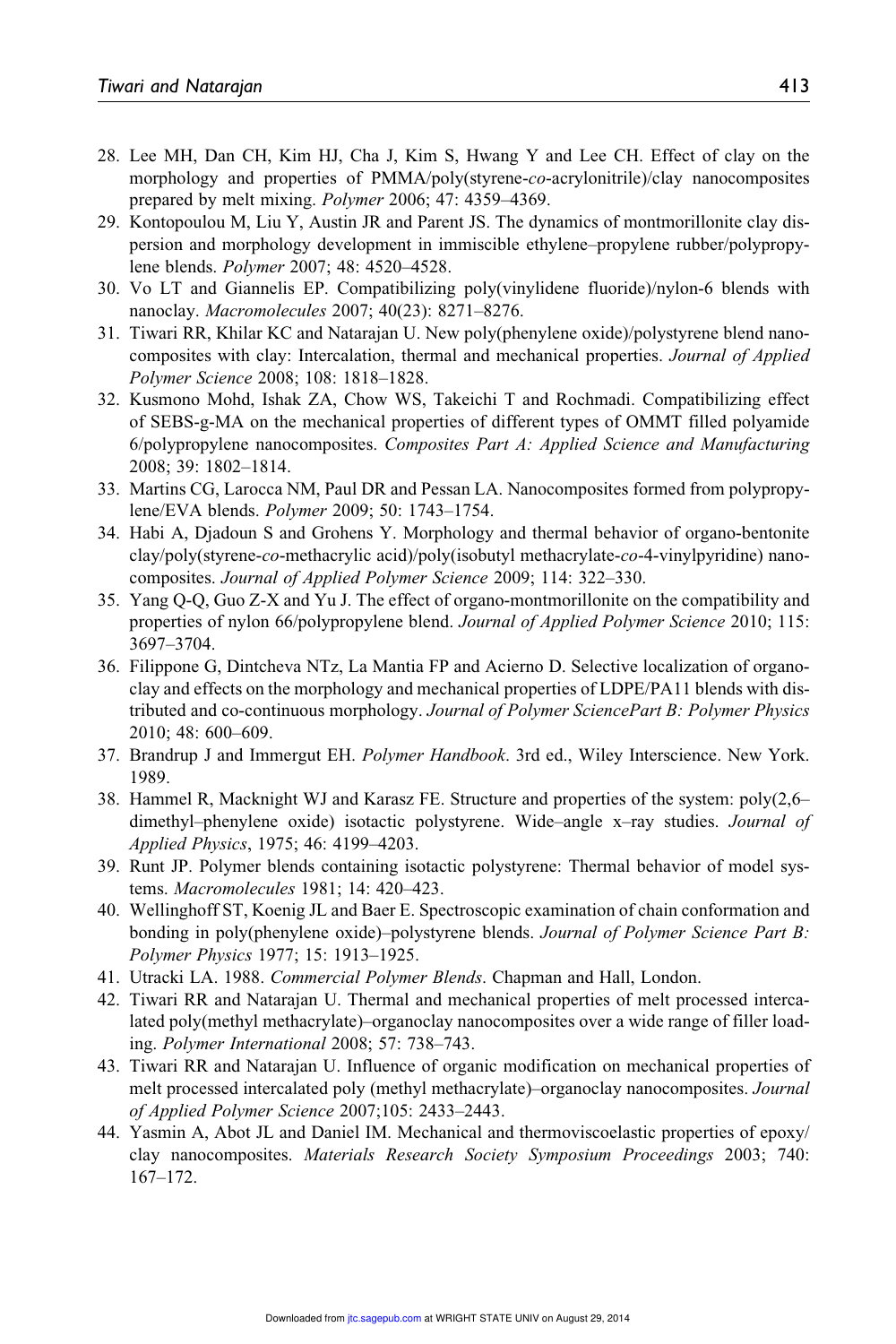28. Lee MH, Dan CH, Kim HJ, Cha J, Kim S, Hwang Y and Lee CH. Effect of clay on the morphology and properties of PMMA/poly(styrene-*co*-acrylonitrile)/clay nanocomposites prepared by melt mixing. *Polymer* 2006; 47: 4359–4369.
29. Kontopoulou M, Liu Y, Austin JR and Parent JS. The dynamics of montmorillonite clay dispersion and morphology development in immiscible ethylene–propylene rubber/polypropylene blends. *Polymer* 2007; 48: 4520–4528.
30. Vo LT and Giannelis EP. Compatibilizing poly(vinylidene fluoride)/nylon-6 blends with nanoclay. *Macromolecules* 2007; 40(23): 8271–8276.
31. Tiwari RR, Khilar KC and Natarajan U. New poly(phenylene oxide)/polystyrene blend nanocomposites with clay: Intercalation, thermal and mechanical properties. *Journal of Applied Polymer Science* 2008; 108: 1818–1828.
32. Kusmono Mohd, Ishak ZA, Chow WS, Takeichi T and Rochmadi. Compatibilizing effect of SEBS-g-MA on the mechanical properties of different types of OMMT filled polyamide 6/polypropylene nanocomposites. *Composites Part A: Applied Science and Manufacturing* 2008; 39: 1802–1814.
33. Martins CG, Larocca NM, Paul DR and Pessan LA. Nanocomposites formed from polypropylene/EVA blends. *Polymer* 2009; 50: 1743–1754.
34. Habi A, Djadoun S and Grohens Y. Morphology and thermal behavior of organo-bentonite clay/poly(styrene-*co*-methacrylic acid)/poly(isobutyl methacrylate-*co*-4-vinylpyridine) nanocomposites. *Journal of Applied Polymer Science* 2009; 114: 322–330.
35. Yang Q-Q, Guo Z-X and Yu J. The effect of organo-montmorillonite on the compatibility and properties of nylon 66/polypropylene blend. *Journal of Applied Polymer Science* 2010; 115: 3697–3704.
36. Filippone G, Dintcheva NTz, La Mantia FP and Acierno D. Selective localization of organoclay and effects on the morphology and mechanical properties of LDPE/PA11 blends with distributed and co-continuous morphology. *Journal of Polymer SciencePart B: Polymer Physics* 2010; 48: 600–609.
37. Brandrup J and Immergut EH. *Polymer Handbook*. 3rd ed., Wiley Interscience. New York. 1989.
38. Hammel R, Macknight WJ and Karasz FE. Structure and properties of the system: poly(2,6–dimethyl–phenylene oxide) isotactic polystyrene. Wide–angle x–ray studies. *Journal of Applied Physics*, 1975; 46: 4199–4203.
39. Runt JP. Polymer blends containing isotactic polystyrene: Thermal behavior of model systems. *Macromolecules* 1981; 14: 420–423.
40. Wellinghoff ST, Koenig JL and Baer E. Spectroscopic examination of chain conformation and bonding in poly(phenylene oxide)–polystyrene blends. *Journal of Polymer Science Part B: Polymer Physics* 1977; 15: 1913–1925.
41. Utracki LA. 1988. *Commercial Polymer Blends*. Chapman and Hall, London.
42. Tiwari RR and Natarajan U. Thermal and mechanical properties of melt processed intercalated poly(methyl methacrylate)–organoclay nanocomposites over a wide range of filler loading. *Polymer International* 2008; 57: 738–743.
43. Tiwari RR and Natarajan U. Influence of organic modification on mechanical properties of melt processed intercalated poly (methyl methacrylate)–organoclay nanocomposites. *Journal of Applied Polymer Science* 2007;105: 2433–2443.
44. Yasmin A, Abot JL and Daniel IM. Mechanical and thermoviscoelastic properties of epoxy/clay nanocomposites. *Materials Research Society Symposium Proceedings* 2003; 740: 167–172.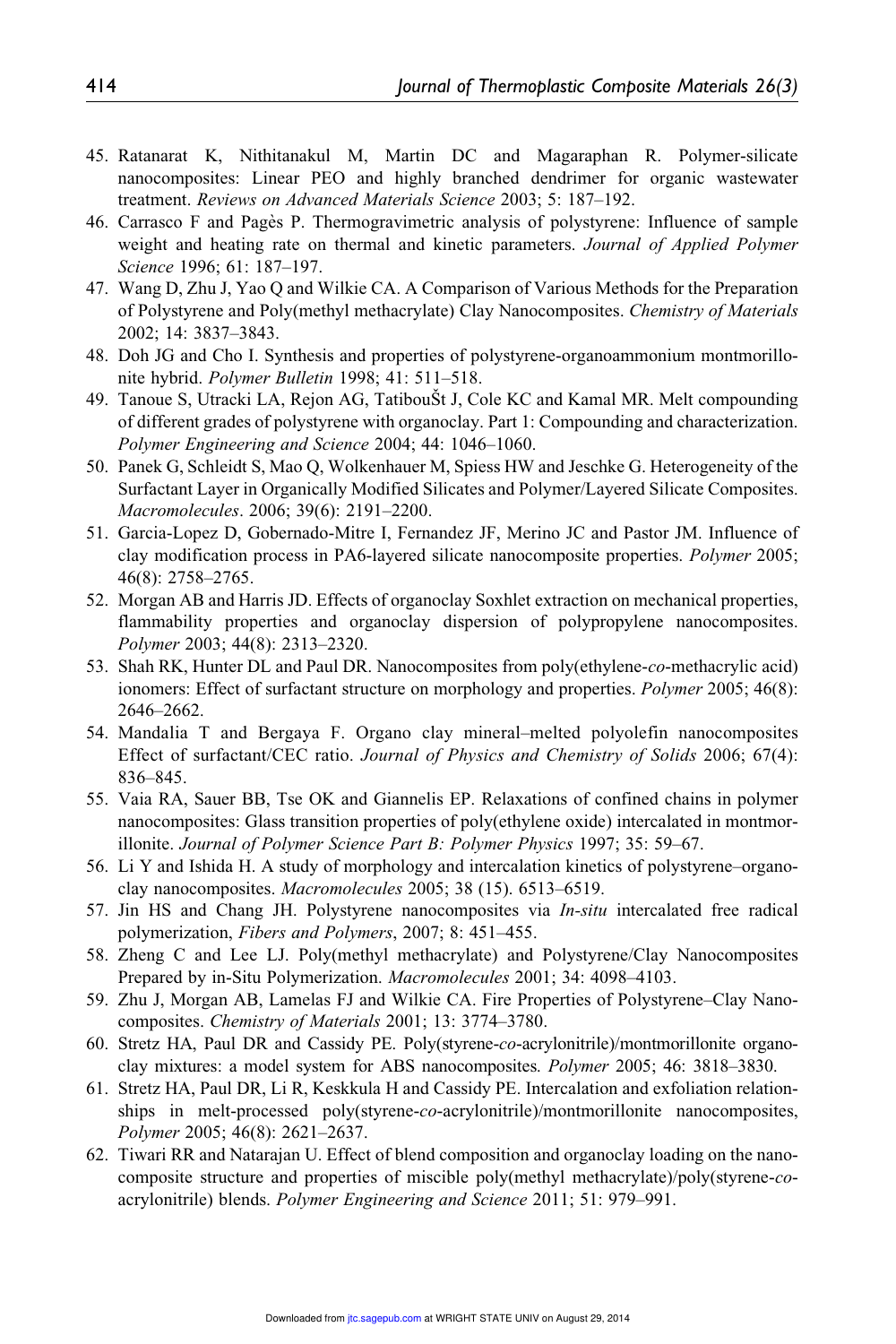45. Ratanarat K, Nithitanakul M, Martin DC and Magaraphan R. Polymer-silicate nanocomposites: Linear PEO and highly branched dendrimer for organic wastewater treatment. *Reviews on Advanced Materials Science* 2003; 5: 187–192.
46. Carrasco F and Pagès P. Thermogravimetric analysis of polystyrene: Influence of sample weight and heating rate on thermal and kinetic parameters. *Journal of Applied Polymer Science* 1996; 61: 187–197.
47. Wang D, Zhu J, Yao Q and Wilkie CA. A Comparison of Various Methods for the Preparation of Polystyrene and Poly(methyl methacrylate) Clay Nanocomposites. *Chemistry of Materials* 2002; 14: 3837–3843.
48. Doh JG and Cho I. Synthesis and properties of polystyrene-organoammonium montmorillonite hybrid. *Polymer Bulletin* 1998; 41: 511–518.
49. Tanoue S, Utracki LA, Rejon AG, TatibouŠt J, Cole KC and Kamal MR. Melt compounding of different grades of polystyrene with organoclay. Part 1: Compounding and characterization. *Polymer Engineering and Science* 2004; 44: 1046–1060.
50. Panek G, Schleidt S, Mao Q, Wolkenhauer M, Spiess HW and Jeschke G. Heterogeneity of the Surfactant Layer in Organically Modified Silicates and Polymer/Layered Silicate Composites. *Macromolecules*. 2006; 39(6): 2191–2200.
51. Garcia-Lopez D, Gobernado-Mitre I, Fernandez JF, Merino JC and Pastor JM. Influence of clay modification process in PA6-layered silicate nanocomposite properties. *Polymer* 2005; 46(8): 2758–2765.
52. Morgan AB and Harris JD. Effects of organoclay Soxhlet extraction on mechanical properties, flammability properties and organoclay dispersion of polypropylene nanocomposites. *Polymer* 2003; 44(8): 2313–2320.
53. Shah RK, Hunter DL and Paul DR. Nanocomposites from poly(ethylene-*co*-methacrylic acid) ionomers: Effect of surfactant structure on morphology and properties. *Polymer* 2005; 46(8): 2646–2662.
54. Mandalia T and Bergaya F. Organo clay mineral–melted polyolefin nanocomposites Effect of surfactant/CEC ratio. *Journal of Physics and Chemistry of Solids* 2006; 67(4): 836–845.
55. Vaia RA, Sauer BB, Tse OK and Giannelis EP. Relaxations of confined chains in polymer nanocomposites: Glass transition properties of poly(ethylene oxide) intercalated in montmorillonite. *Journal of Polymer Science Part B: Polymer Physics* 1997; 35: 59–67.
56. Li Y and Ishida H. A study of morphology and intercalation kinetics of polystyrene–organoclay nanocomposites. *Macromolecules* 2005; 38 (15). 6513–6519.
57. Jin HS and Chang JH. Polystyrene nanocomposites via *In-situ* intercalated free radical polymerization, *Fibers and Polymers*, 2007; 8: 451–455.
58. Zheng C and Lee LJ. Poly(methyl methacrylate) and Polystyrene/Clay Nanocomposites Prepared by in-Situ Polymerization. *Macromolecules* 2001; 34: 4098–4103.
59. Zhu J, Morgan AB, Lamelas FJ and Wilkie CA. Fire Properties of Polystyrene–Clay Nanocomposites. *Chemistry of Materials* 2001; 13: 3774–3780.
60. Stretz HA, Paul DR and Cassidy PE. Poly(styrene-*co*-acrylonitrile)/montmorillonite organoclay mixtures: a model system for ABS nanocomposites. *Polymer* 2005; 46: 3818–3830.
61. Stretz HA, Paul DR, Li R, Keskkula H and Cassidy PE. Intercalation and exfoliation relationships in melt-processed poly(styrene-*co*-acrylonitrile)/montmorillonite nanocomposites, *Polymer* 2005; 46(8): 2621–2637.
62. Tiwari RR and Natarajan U. Effect of blend composition and organoclay loading on the nanocomposite structure and properties of miscible poly(methyl methacrylate)/poly(styrene-*co*-acrylonitrile) blends. *Polymer Engineering and Science* 2011; 51: 979–991.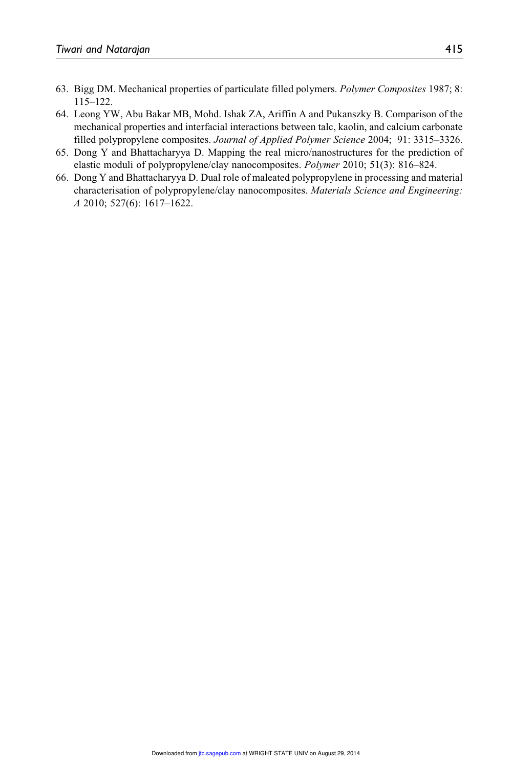63. Bigg DM. Mechanical properties of particulate filled polymers. *Polymer Composites* 1987; 8: 115–122.
64. Leong YW, Abu Bakar MB, Mohd. Ishak ZA, Ariffin A and Pukanszky B. Comparison of the mechanical properties and interfacial interactions between talc, kaolin, and calcium carbonate filled polypropylene composites. *Journal of Applied Polymer Science* 2004; 91: 3315–3326.
65. Dong Y and Bhattacharyya D. Mapping the real micro/nanostructures for the prediction of elastic moduli of polypropylene/clay nanocomposites. *Polymer* 2010; 51(3): 816–824.
66. Dong Y and Bhattacharyya D. Dual role of maleated polypropylene in processing and material characterisation of polypropylene/clay nanocomposites. *Materials Science and Engineering: A* 2010; 527(6): 1617–1622.